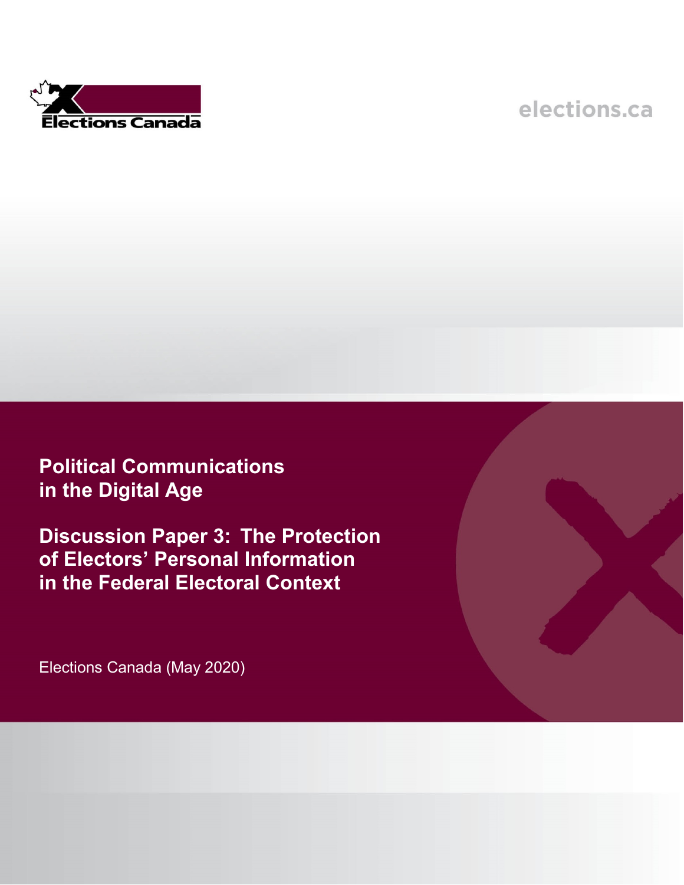Elections Canada

elections.ca

# Political Communications in the Digital Age

## Discussion Paper 3: The Protection of Electors' Personal Information in the Federal Electoral Context

Elections Canada (May 2020)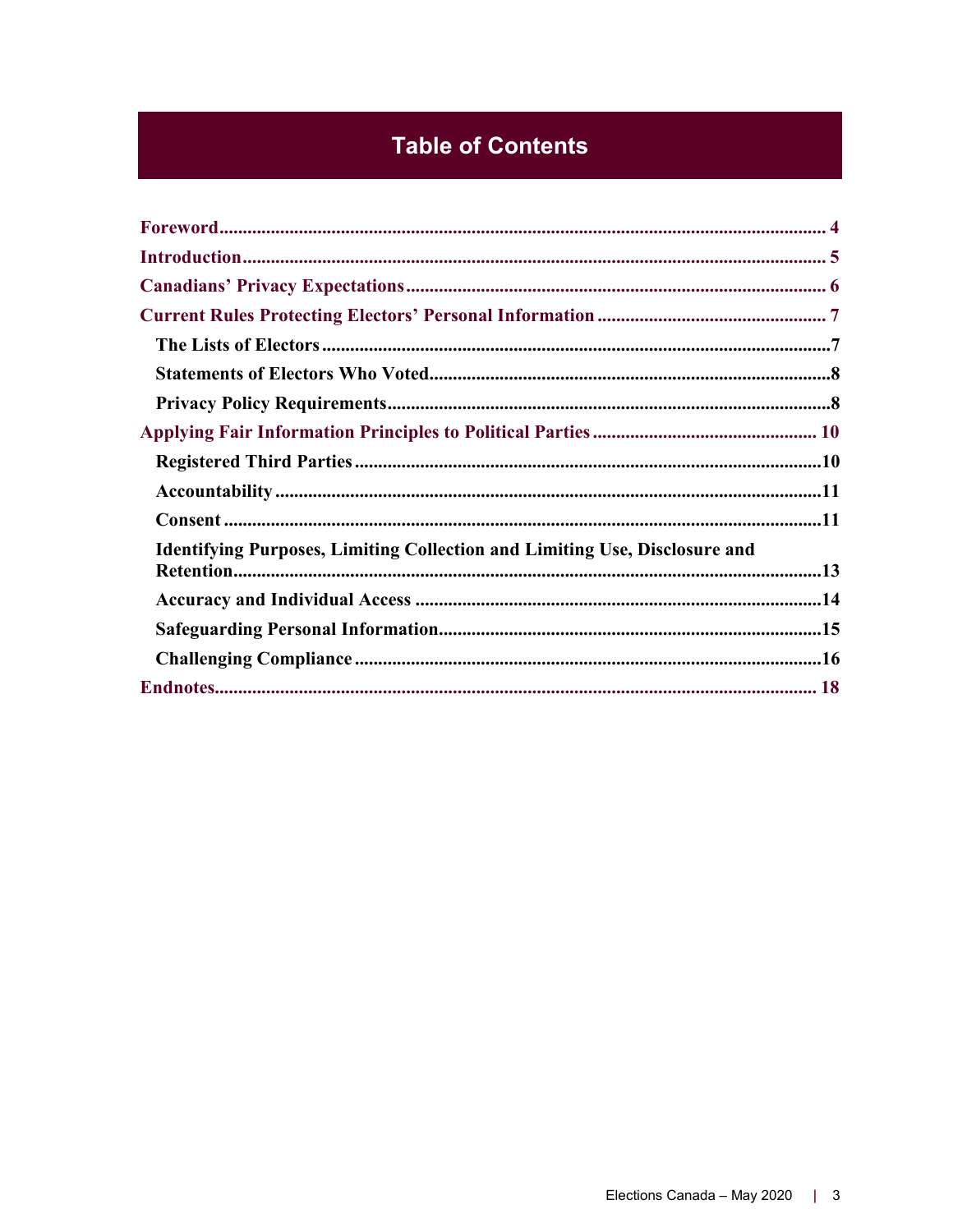# Table of Contents

- **Foreword** ... 4
- **Introduction** ... 5
- **Canadians' Privacy Expectations** ... 6
- **Current Rules Protecting Electors' Personal Information** ... 7
  - **The Lists of Electors** ... 7
  - **Statements of Electors Who Voted** ... 8
  - **Privacy Policy Requirements** ... 8
- **Applying Fair Information Principles to Political Parties** ... 10
  - **Registered Third Parties** ... 10
  - **Accountability** ... 11
  - **Consent** ... 11
  - **Identifying Purposes, Limiting Collection and Limiting Use, Disclosure and Retention** ... 13
  - **Accuracy and Individual Access** ... 14
  - **Safeguarding Personal Information** ... 15
  - **Challenging Compliance** ... 16
- **Endnotes** ... 18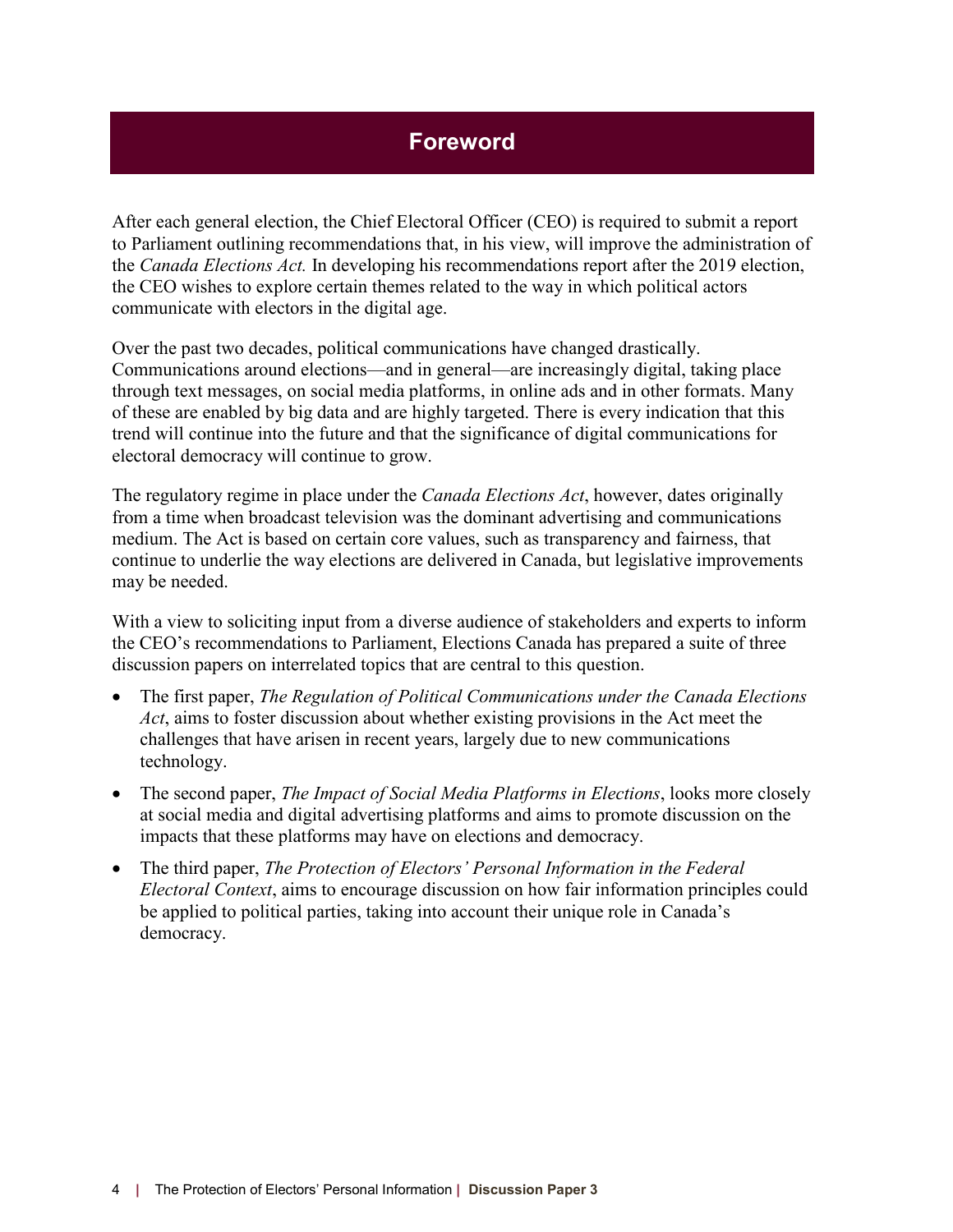# Foreword

After each general election, the Chief Electoral Officer (CEO) is required to submit a report to Parliament outlining recommendations that, in his view, will improve the administration of the *Canada Elections Act.* In developing his recommendations report after the 2019 election, the CEO wishes to explore certain themes related to the way in which political actors communicate with electors in the digital age.

Over the past two decades, political communications have changed drastically. Communications around elections—and in general—are increasingly digital, taking place through text messages, on social media platforms, in online ads and in other formats. Many of these are enabled by big data and are highly targeted. There is every indication that this trend will continue into the future and that the significance of digital communications for electoral democracy will continue to grow.

The regulatory regime in place under the *Canada Elections Act*, however, dates originally from a time when broadcast television was the dominant advertising and communications medium. The Act is based on certain core values, such as transparency and fairness, that continue to underlie the way elections are delivered in Canada, but legislative improvements may be needed.

With a view to soliciting input from a diverse audience of stakeholders and experts to inform the CEO's recommendations to Parliament, Elections Canada has prepared a suite of three discussion papers on interrelated topics that are central to this question.

- The first paper, *The Regulation of Political Communications under the Canada Elections Act*, aims to foster discussion about whether existing provisions in the Act meet the challenges that have arisen in recent years, largely due to new communications technology.
- The second paper, *The Impact of Social Media Platforms in Elections*, looks more closely at social media and digital advertising platforms and aims to promote discussion on the impacts that these platforms may have on elections and democracy.
- The third paper, *The Protection of Electors' Personal Information in the Federal Electoral Context*, aims to encourage discussion on how fair information principles could be applied to political parties, taking into account their unique role in Canada's democracy.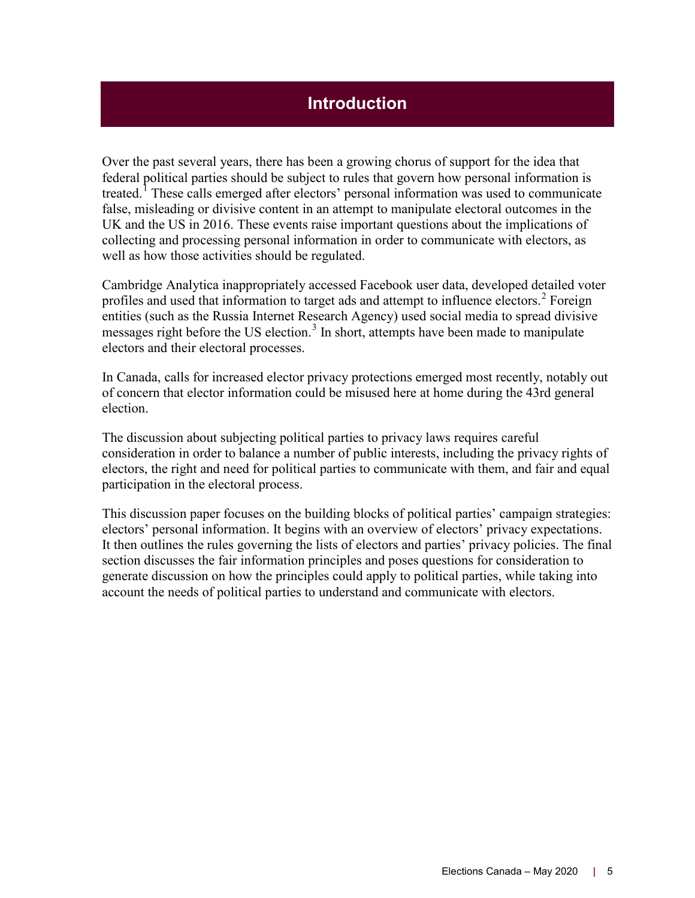# Introduction

Over the past several years, there has been a growing chorus of support for the idea that federal political parties should be subject to rules that govern how personal information is treated.[1] These calls emerged after electors' personal information was used to communicate false, misleading or divisive content in an attempt to manipulate electoral outcomes in the UK and the US in 2016. These events raise important questions about the implications of collecting and processing personal information in order to communicate with electors, as well as how those activities should be regulated.

Cambridge Analytica inappropriately accessed Facebook user data, developed detailed voter profiles and used that information to target ads and attempt to influence electors.[2] Foreign entities (such as the Russia Internet Research Agency) used social media to spread divisive messages right before the US election.[3] In short, attempts have been made to manipulate electors and their electoral processes.

In Canada, calls for increased elector privacy protections emerged most recently, notably out of concern that elector information could be misused here at home during the 43rd general election.

The discussion about subjecting political parties to privacy laws requires careful consideration in order to balance a number of public interests, including the privacy rights of electors, the right and need for political parties to communicate with them, and fair and equal participation in the electoral process.

This discussion paper focuses on the building blocks of political parties' campaign strategies: electors' personal information. It begins with an overview of electors' privacy expectations. It then outlines the rules governing the lists of electors and parties' privacy policies. The final section discusses the fair information principles and poses questions for consideration to generate discussion on how the principles could apply to political parties, while taking into account the needs of political parties to understand and communicate with electors.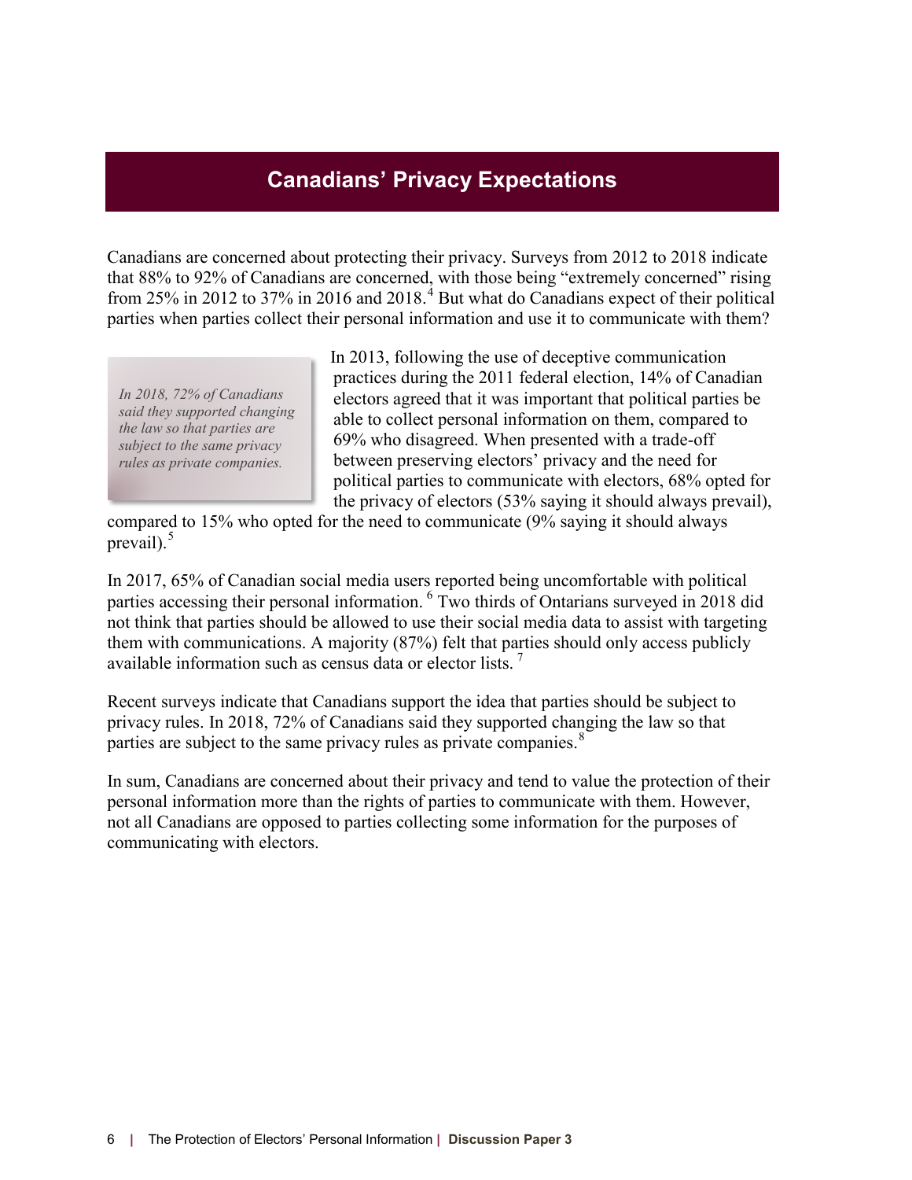## Canadians' Privacy Expectations

Canadians are concerned about protecting their privacy. Surveys from 2012 to 2018 indicate that 88% to 92% of Canadians are concerned, with those being "extremely concerned" rising from 25% in 2012 to 37% in 2016 and 2018.[4] But what do Canadians expect of their political parties when parties collect their personal information and use it to communicate with them?

*In 2018, 72% of Canadians said they supported changing the law so that parties are subject to the same privacy rules as private companies.*

In 2013, following the use of deceptive communication practices during the 2011 federal election, 14% of Canadian electors agreed that it was important that political parties be able to collect personal information on them, compared to 69% who disagreed. When presented with a trade-off between preserving electors' privacy and the need for political parties to communicate with electors, 68% opted for the privacy of electors (53% saying it should always prevail), compared to 15% who opted for the need to communicate (9% saying it should always prevail).[5]

In 2017, 65% of Canadian social media users reported being uncomfortable with political parties accessing their personal information.[6] Two thirds of Ontarians surveyed in 2018 did not think that parties should be allowed to use their social media data to assist with targeting them with communications. A majority (87%) felt that parties should only access publicly available information such as census data or elector lists.[7]

Recent surveys indicate that Canadians support the idea that parties should be subject to privacy rules. In 2018, 72% of Canadians said they supported changing the law so that parties are subject to the same privacy rules as private companies.[8]

In sum, Canadians are concerned about their privacy and tend to value the protection of their personal information more than the rights of parties to communicate with them. However, not all Canadians are opposed to parties collecting some information for the purposes of communicating with electors.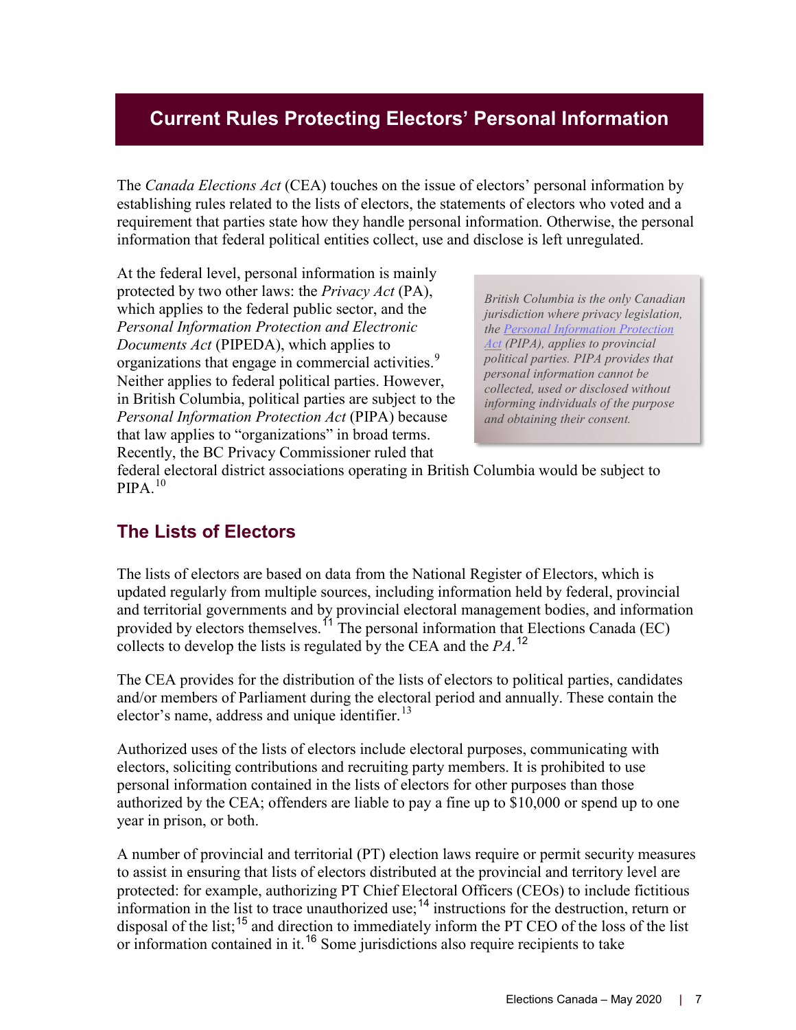## Current Rules Protecting Electors' Personal Information

The *Canada Elections Act* (CEA) touches on the issue of electors' personal information by establishing rules related to the lists of electors, the statements of electors who voted and a requirement that parties state how they handle personal information. Otherwise, the personal information that federal political entities collect, use and disclose is left unregulated.

At the federal level, personal information is mainly protected by two other laws: the *Privacy Act* (PA), which applies to the federal public sector, and the *Personal Information Protection and Electronic Documents Act* (PIPEDA), which applies to organizations that engage in commercial activities.[9] Neither applies to federal political parties. However, in British Columbia, political parties are subject to the *Personal Information Protection Act* (PIPA) because that law applies to "organizations" in broad terms. Recently, the BC Privacy Commissioner ruled that federal electoral district associations operating in British Columbia would be subject to PIPA.[10]

> *British Columbia is the only Canadian jurisdiction where privacy legislation, the Personal Information Protection Act (PIPA), applies to provincial political parties. PIPA provides that personal information cannot be collected, used or disclosed without informing individuals of the purpose and obtaining their consent.*

### The Lists of Electors

The lists of electors are based on data from the National Register of Electors, which is updated regularly from multiple sources, including information held by federal, provincial and territorial governments and by provincial electoral management bodies, and information provided by electors themselves.[11] The personal information that Elections Canada (EC) collects to develop the lists is regulated by the CEA and the *PA*.[12]

The CEA provides for the distribution of the lists of electors to political parties, candidates and/or members of Parliament during the electoral period and annually. These contain the elector's name, address and unique identifier.[13]

Authorized uses of the lists of electors include electoral purposes, communicating with electors, soliciting contributions and recruiting party members. It is prohibited to use personal information contained in the lists of electors for other purposes than those authorized by the CEA; offenders are liable to pay a fine up to $10,000 or spend up to one year in prison, or both.

A number of provincial and territorial (PT) election laws require or permit security measures to assist in ensuring that lists of electors distributed at the provincial and territory level are protected: for example, authorizing PT Chief Electoral Officers (CEOs) to include fictitious information in the list to trace unauthorized use;[14] instructions for the destruction, return or disposal of the list;[15] and direction to immediately inform the PT CEO of the loss of the list or information contained in it.[16] Some jurisdictions also require recipients to take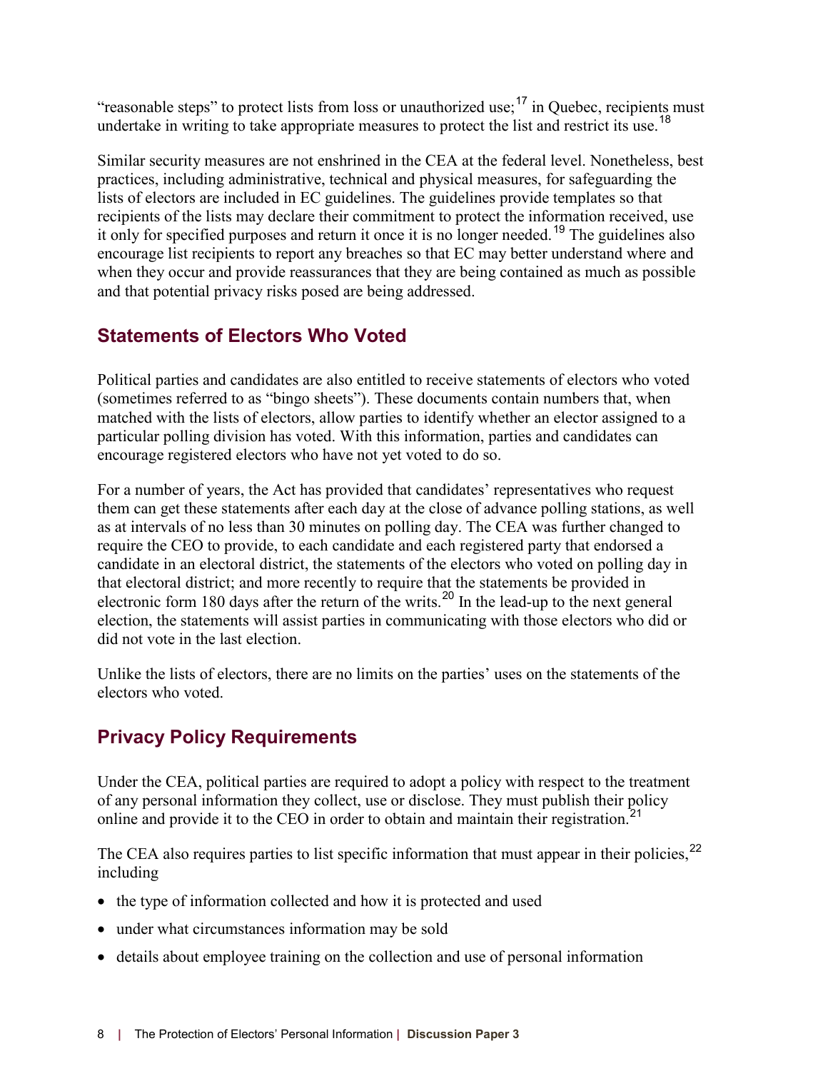"reasonable steps" to protect lists from loss or unauthorized use;[17] in Quebec, recipients must undertake in writing to take appropriate measures to protect the list and restrict its use.[18]

Similar security measures are not enshrined in the CEA at the federal level. Nonetheless, best practices, including administrative, technical and physical measures, for safeguarding the lists of electors are included in EC guidelines. The guidelines provide templates so that recipients of the lists may declare their commitment to protect the information received, use it only for specified purposes and return it once it is no longer needed.[19] The guidelines also encourage list recipients to report any breaches so that EC may better understand where and when they occur and provide reassurances that they are being contained as much as possible and that potential privacy risks posed are being addressed.

## Statements of Electors Who Voted

Political parties and candidates are also entitled to receive statements of electors who voted (sometimes referred to as "bingo sheets"). These documents contain numbers that, when matched with the lists of electors, allow parties to identify whether an elector assigned to a particular polling division has voted. With this information, parties and candidates can encourage registered electors who have not yet voted to do so.

For a number of years, the Act has provided that candidates' representatives who request them can get these statements after each day at the close of advance polling stations, as well as at intervals of no less than 30 minutes on polling day. The CEA was further changed to require the CEO to provide, to each candidate and each registered party that endorsed a candidate in an electoral district, the statements of the electors who voted on polling day in that electoral district; and more recently to require that the statements be provided in electronic form 180 days after the return of the writs.[20] In the lead-up to the next general election, the statements will assist parties in communicating with those electors who did or did not vote in the last election.

Unlike the lists of electors, there are no limits on the parties' uses on the statements of the electors who voted.

## Privacy Policy Requirements

Under the CEA, political parties are required to adopt a policy with respect to the treatment of any personal information they collect, use or disclose. They must publish their policy online and provide it to the CEO in order to obtain and maintain their registration.[21]

The CEA also requires parties to list specific information that must appear in their policies,[22] including

- the type of information collected and how it is protected and used
- under what circumstances information may be sold
- details about employee training on the collection and use of personal information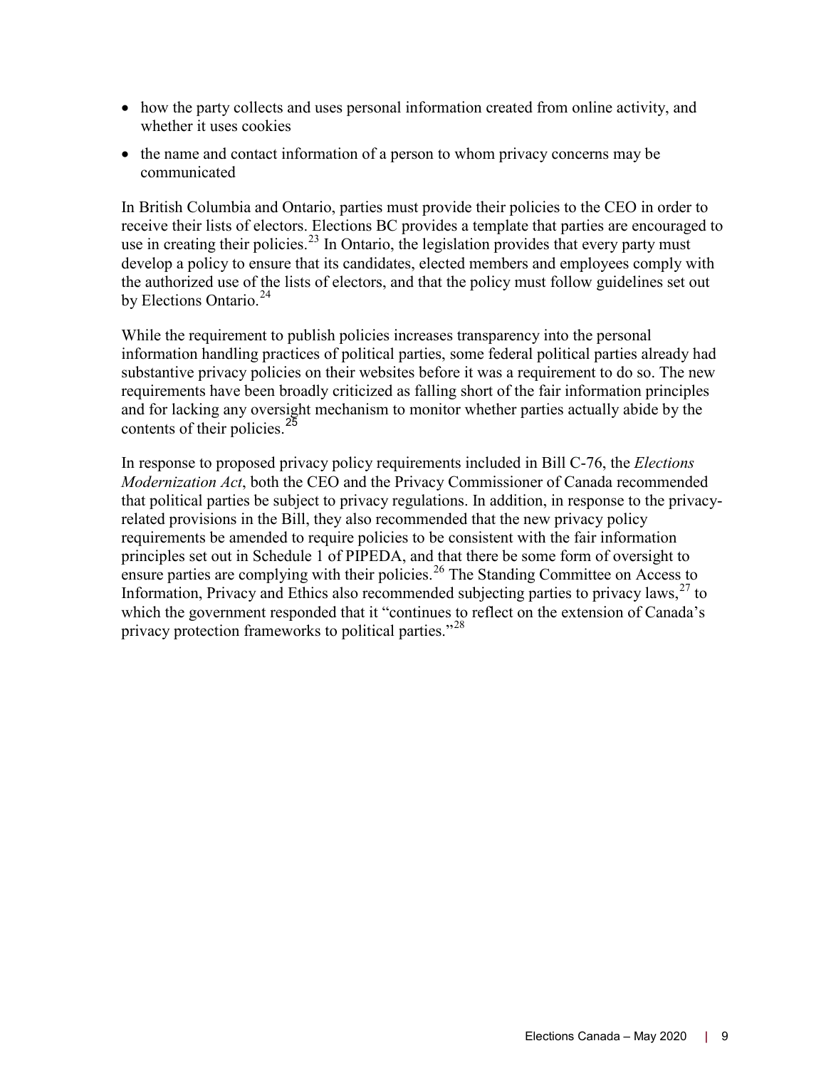- how the party collects and uses personal information created from online activity, and whether it uses cookies
- the name and contact information of a person to whom privacy concerns may be communicated

In British Columbia and Ontario, parties must provide their policies to the CEO in order to receive their lists of electors. Elections BC provides a template that parties are encouraged to use in creating their policies.[23] In Ontario, the legislation provides that every party must develop a policy to ensure that its candidates, elected members and employees comply with the authorized use of the lists of electors, and that the policy must follow guidelines set out by Elections Ontario.[24]

While the requirement to publish policies increases transparency into the personal information handling practices of political parties, some federal political parties already had substantive privacy policies on their websites before it was a requirement to do so. The new requirements have been broadly criticized as falling short of the fair information principles and for lacking any oversight mechanism to monitor whether parties actually abide by the contents of their policies.[25]

In response to proposed privacy policy requirements included in Bill C-76, the *Elections Modernization Act*, both the CEO and the Privacy Commissioner of Canada recommended that political parties be subject to privacy regulations. In addition, in response to the privacy-related provisions in the Bill, they also recommended that the new privacy policy requirements be amended to require policies to be consistent with the fair information principles set out in Schedule 1 of PIPEDA, and that there be some form of oversight to ensure parties are complying with their policies.[26] The Standing Committee on Access to Information, Privacy and Ethics also recommended subjecting parties to privacy laws,[27] to which the government responded that it "continues to reflect on the extension of Canada's privacy protection frameworks to political parties."[28]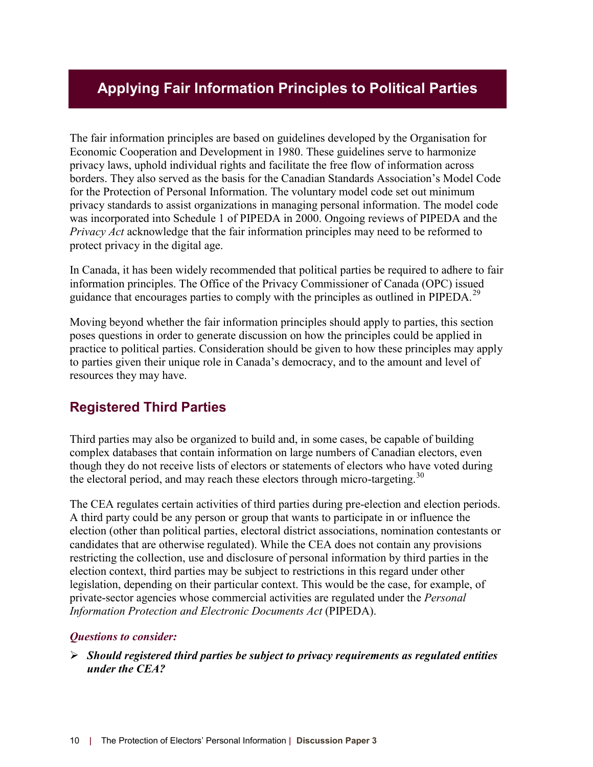## Applying Fair Information Principles to Political Parties

The fair information principles are based on guidelines developed by the Organisation for Economic Cooperation and Development in 1980. These guidelines serve to harmonize privacy laws, uphold individual rights and facilitate the free flow of information across borders. They also served as the basis for the Canadian Standards Association's Model Code for the Protection of Personal Information. The voluntary model code set out minimum privacy standards to assist organizations in managing personal information. The model code was incorporated into Schedule 1 of PIPEDA in 2000. Ongoing reviews of PIPEDA and the *Privacy Act* acknowledge that the fair information principles may need to be reformed to protect privacy in the digital age.

In Canada, it has been widely recommended that political parties be required to adhere to fair information principles. The Office of the Privacy Commissioner of Canada (OPC) issued guidance that encourages parties to comply with the principles as outlined in PIPEDA.[29]

Moving beyond whether the fair information principles should apply to parties, this section poses questions in order to generate discussion on how the principles could be applied in practice to political parties. Consideration should be given to how these principles may apply to parties given their unique role in Canada's democracy, and to the amount and level of resources they may have.

### Registered Third Parties

Third parties may also be organized to build and, in some cases, be capable of building complex databases that contain information on large numbers of Canadian electors, even though they do not receive lists of electors or statements of electors who have voted during the electoral period, and may reach these electors through micro-targeting.[30]

The CEA regulates certain activities of third parties during pre-election and election periods. A third party could be any person or group that wants to participate in or influence the election (other than political parties, electoral district associations, nomination contestants or candidates that are otherwise regulated). While the CEA does not contain any provisions restricting the collection, use and disclosure of personal information by third parties in the election context, third parties may be subject to restrictions in this regard under other legislation, depending on their particular context. This would be the case, for example, of private-sector agencies whose commercial activities are regulated under the *Personal Information Protection and Electronic Documents Act* (PIPEDA).

***Questions to consider:***

- ***Should registered third parties be subject to privacy requirements as regulated entities under the CEA?***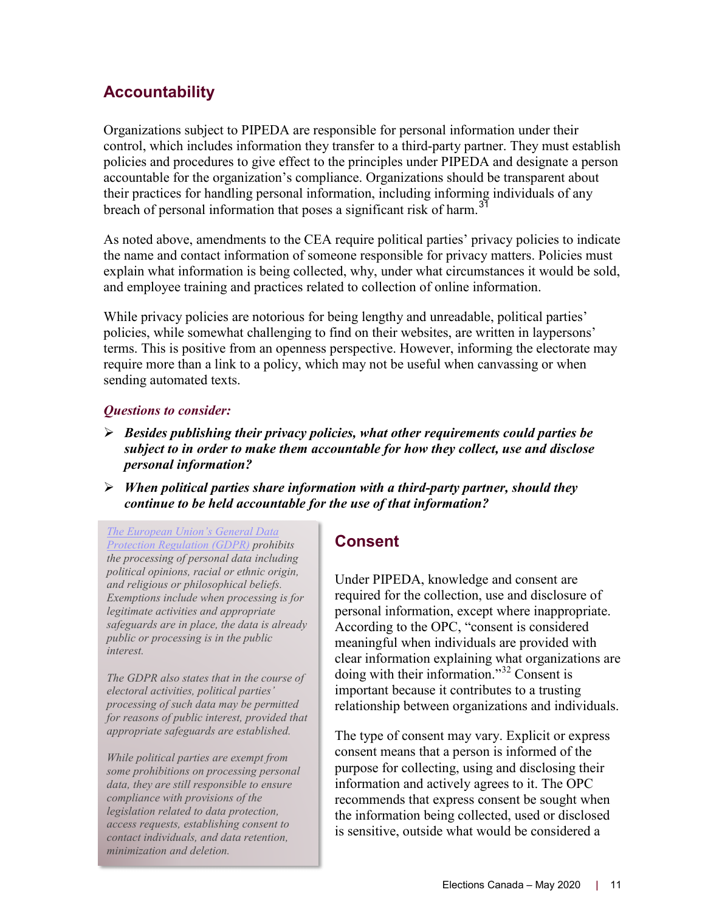## Accountability

Organizations subject to PIPEDA are responsible for personal information under their control, which includes information they transfer to a third-party partner. They must establish policies and procedures to give effect to the principles under PIPEDA and designate a person accountable for the organization's compliance. Organizations should be transparent about their practices for handling personal information, including informing individuals of any breach of personal information that poses a significant risk of harm.[31]

As noted above, amendments to the CEA require political parties' privacy policies to indicate the name and contact information of someone responsible for privacy matters. Policies must explain what information is being collected, why, under what circumstances it would be sold, and employee training and practices related to collection of online information.

While privacy policies are notorious for being lengthy and unreadable, political parties' policies, while somewhat challenging to find on their websites, are written in laypersons' terms. This is positive from an openness perspective. However, informing the electorate may require more than a link to a policy, which may not be useful when canvassing or when sending automated texts.

***Questions to consider:***

- ***Besides publishing their privacy policies, what other requirements could parties be subject to in order to make them accountable for how they collect, use and disclose personal information?***
- ***When political parties share information with a third-party partner, should they continue to be held accountable for the use of that information?***

*The European Union's General Data Protection Regulation (GDPR) prohibits the processing of personal data including political opinions, racial or ethnic origin, and religious or philosophical beliefs. Exemptions include when processing is for legitimate activities and appropriate safeguards are in place, the data is already public or processing is in the public interest.*

*The GDPR also states that in the course of electoral activities, political parties' processing of such data may be permitted for reasons of public interest, provided that appropriate safeguards are established.*

*While political parties are exempt from some prohibitions on processing personal data, they are still responsible to ensure compliance with provisions of the legislation related to data protection, access requests, establishing consent to contact individuals, and data retention, minimization and deletion.*

## Consent

Under PIPEDA, knowledge and consent are required for the collection, use and disclosure of personal information, except where inappropriate. According to the OPC, "consent is considered meaningful when individuals are provided with clear information explaining what organizations are doing with their information."[32] Consent is important because it contributes to a trusting relationship between organizations and individuals.

The type of consent may vary. Explicit or express consent means that a person is informed of the purpose for collecting, using and disclosing their information and actively agrees to it. The OPC recommends that express consent be sought when the information being collected, used or disclosed is sensitive, outside what would be considered a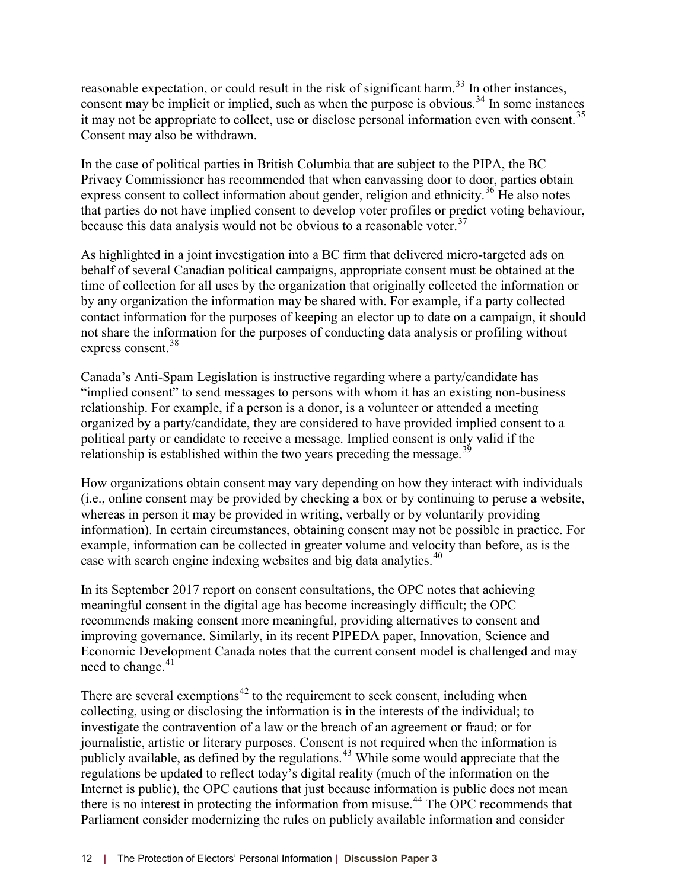reasonable expectation, or could result in the risk of significant harm.[33] In other instances, consent may be implicit or implied, such as when the purpose is obvious.[34] In some instances it may not be appropriate to collect, use or disclose personal information even with consent.[35] Consent may also be withdrawn.

In the case of political parties in British Columbia that are subject to the PIPA, the BC Privacy Commissioner has recommended that when canvassing door to door, parties obtain express consent to collect information about gender, religion and ethnicity.[36] He also notes that parties do not have implied consent to develop voter profiles or predict voting behaviour, because this data analysis would not be obvious to a reasonable voter.[37]

As highlighted in a joint investigation into a BC firm that delivered micro-targeted ads on behalf of several Canadian political campaigns, appropriate consent must be obtained at the time of collection for all uses by the organization that originally collected the information or by any organization the information may be shared with. For example, if a party collected contact information for the purposes of keeping an elector up to date on a campaign, it should not share the information for the purposes of conducting data analysis or profiling without express consent.[38]

Canada's Anti-Spam Legislation is instructive regarding where a party/candidate has "implied consent" to send messages to persons with whom it has an existing non-business relationship. For example, if a person is a donor, is a volunteer or attended a meeting organized by a party/candidate, they are considered to have provided implied consent to a political party or candidate to receive a message. Implied consent is only valid if the relationship is established within the two years preceding the message.[39]

How organizations obtain consent may vary depending on how they interact with individuals (i.e., online consent may be provided by checking a box or by continuing to peruse a website, whereas in person it may be provided in writing, verbally or by voluntarily providing information). In certain circumstances, obtaining consent may not be possible in practice. For example, information can be collected in greater volume and velocity than before, as is the case with search engine indexing websites and big data analytics.[40]

In its September 2017 report on consent consultations, the OPC notes that achieving meaningful consent in the digital age has become increasingly difficult; the OPC recommends making consent more meaningful, providing alternatives to consent and improving governance. Similarly, in its recent PIPEDA paper, Innovation, Science and Economic Development Canada notes that the current consent model is challenged and may need to change.[41]

There are several exemptions[42] to the requirement to seek consent, including when collecting, using or disclosing the information is in the interests of the individual; to investigate the contravention of a law or the breach of an agreement or fraud; or for journalistic, artistic or literary purposes. Consent is not required when the information is publicly available, as defined by the regulations.[43] While some would appreciate that the regulations be updated to reflect today's digital reality (much of the information on the Internet is public), the OPC cautions that just because information is public does not mean there is no interest in protecting the information from misuse.[44] The OPC recommends that Parliament consider modernizing the rules on publicly available information and consider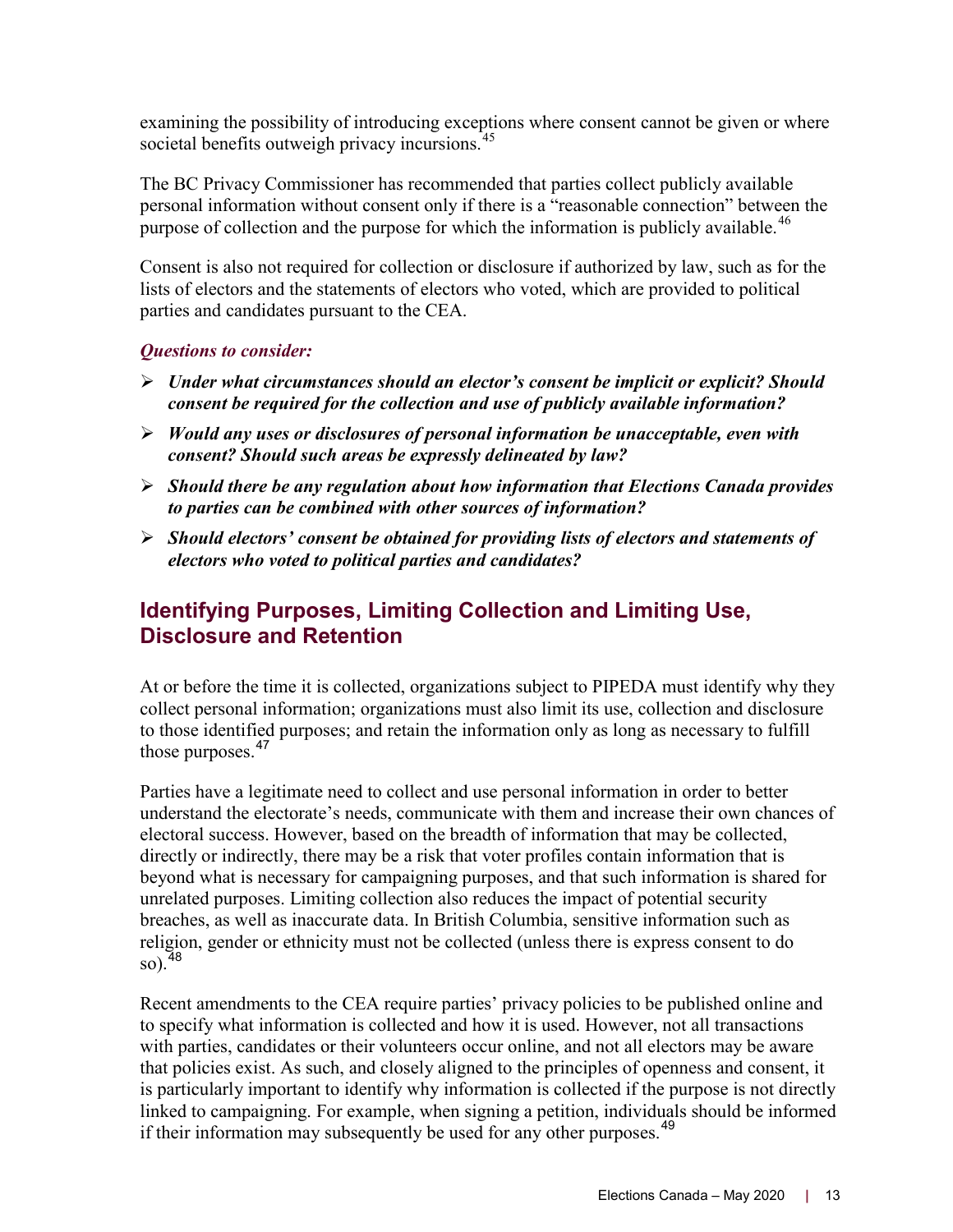examining the possibility of introducing exceptions where consent cannot be given or where societal benefits outweigh privacy incursions.[45]

The BC Privacy Commissioner has recommended that parties collect publicly available personal information without consent only if there is a "reasonable connection" between the purpose of collection and the purpose for which the information is publicly available.[46]

Consent is also not required for collection or disclosure if authorized by law, such as for the lists of electors and the statements of electors who voted, which are provided to political parties and candidates pursuant to the CEA.

***Questions to consider:***

- ***Under what circumstances should an elector's consent be implicit or explicit? Should consent be required for the collection and use of publicly available information?***
- ***Would any uses or disclosures of personal information be unacceptable, even with consent? Should such areas be expressly delineated by law?***
- ***Should there be any regulation about how information that Elections Canada provides to parties can be combined with other sources of information?***
- ***Should electors' consent be obtained for providing lists of electors and statements of electors who voted to political parties and candidates?***

## Identifying Purposes, Limiting Collection and Limiting Use, Disclosure and Retention

At or before the time it is collected, organizations subject to PIPEDA must identify why they collect personal information; organizations must also limit its use, collection and disclosure to those identified purposes; and retain the information only as long as necessary to fulfill those purposes.[47]

Parties have a legitimate need to collect and use personal information in order to better understand the electorate's needs, communicate with them and increase their own chances of electoral success. However, based on the breadth of information that may be collected, directly or indirectly, there may be a risk that voter profiles contain information that is beyond what is necessary for campaigning purposes, and that such information is shared for unrelated purposes. Limiting collection also reduces the impact of potential security breaches, as well as inaccurate data. In British Columbia, sensitive information such as religion, gender or ethnicity must not be collected (unless there is express consent to do so).[48]

Recent amendments to the CEA require parties' privacy policies to be published online and to specify what information is collected and how it is used. However, not all transactions with parties, candidates or their volunteers occur online, and not all electors may be aware that policies exist. As such, and closely aligned to the principles of openness and consent, it is particularly important to identify why information is collected if the purpose is not directly linked to campaigning. For example, when signing a petition, individuals should be informed if their information may subsequently be used for any other purposes.[49]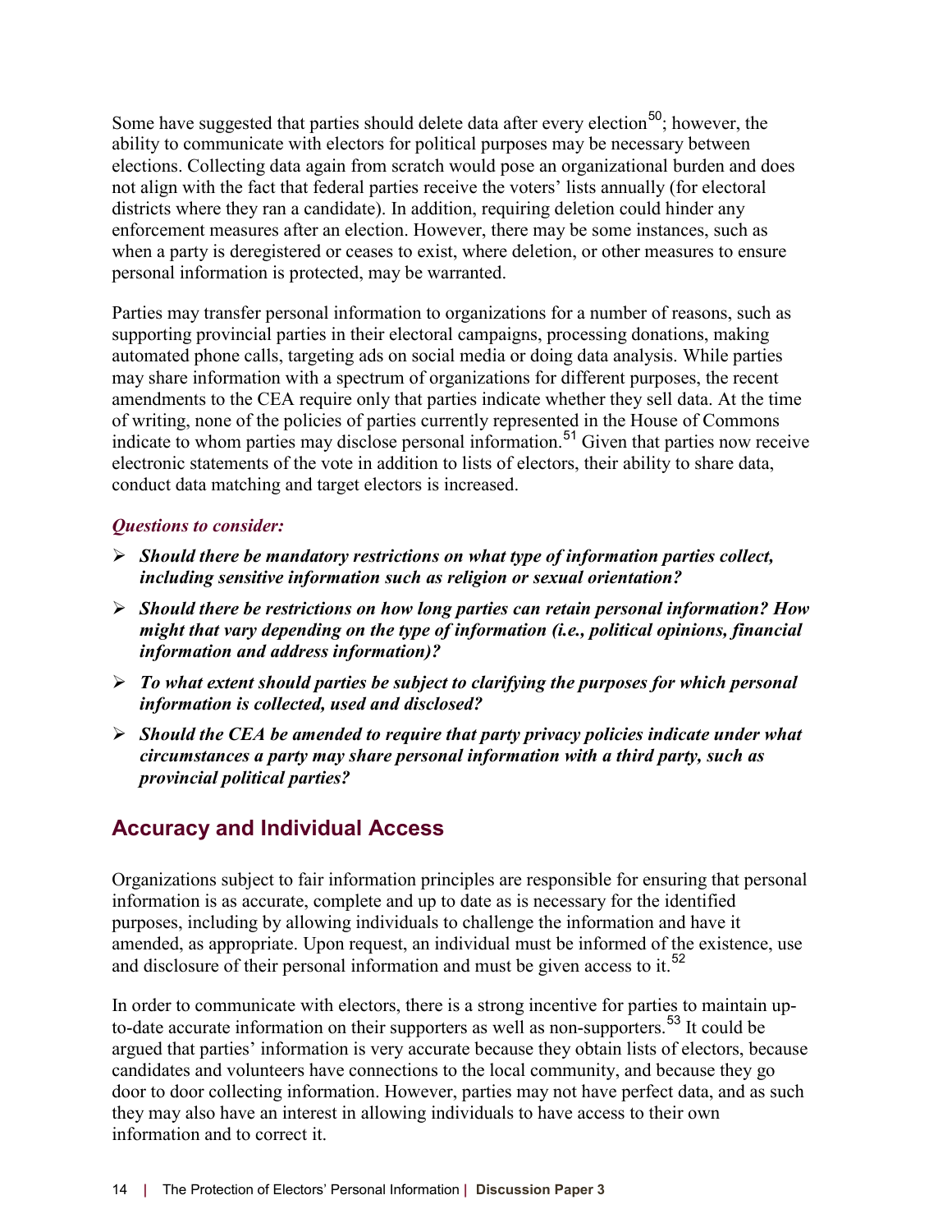Some have suggested that parties should delete data after every election[50]; however, the ability to communicate with electors for political purposes may be necessary between elections. Collecting data again from scratch would pose an organizational burden and does not align with the fact that federal parties receive the voters' lists annually (for electoral districts where they ran a candidate). In addition, requiring deletion could hinder any enforcement measures after an election. However, there may be some instances, such as when a party is deregistered or ceases to exist, where deletion, or other measures to ensure personal information is protected, may be warranted.

Parties may transfer personal information to organizations for a number of reasons, such as supporting provincial parties in their electoral campaigns, processing donations, making automated phone calls, targeting ads on social media or doing data analysis. While parties may share information with a spectrum of organizations for different purposes, the recent amendments to the CEA require only that parties indicate whether they sell data. At the time of writing, none of the policies of parties currently represented in the House of Commons indicate to whom parties may disclose personal information.[51] Given that parties now receive electronic statements of the vote in addition to lists of electors, their ability to share data, conduct data matching and target electors is increased.

***Questions to consider:***

- ***Should there be mandatory restrictions on what type of information parties collect, including sensitive information such as religion or sexual orientation?***
- ***Should there be restrictions on how long parties can retain personal information? How might that vary depending on the type of information (i.e., political opinions, financial information and address information)?***
- ***To what extent should parties be subject to clarifying the purposes for which personal information is collected, used and disclosed?***
- ***Should the CEA be amended to require that party privacy policies indicate under what circumstances a party may share personal information with a third party, such as provincial political parties?***

## Accuracy and Individual Access

Organizations subject to fair information principles are responsible for ensuring that personal information is as accurate, complete and up to date as is necessary for the identified purposes, including by allowing individuals to challenge the information and have it amended, as appropriate. Upon request, an individual must be informed of the existence, use and disclosure of their personal information and must be given access to it.[52]

In order to communicate with electors, there is a strong incentive for parties to maintain up-to-date accurate information on their supporters as well as non-supporters.[53] It could be argued that parties' information is very accurate because they obtain lists of electors, because candidates and volunteers have connections to the local community, and because they go door to door collecting information. However, parties may not have perfect data, and as such they may also have an interest in allowing individuals to have access to their own information and to correct it.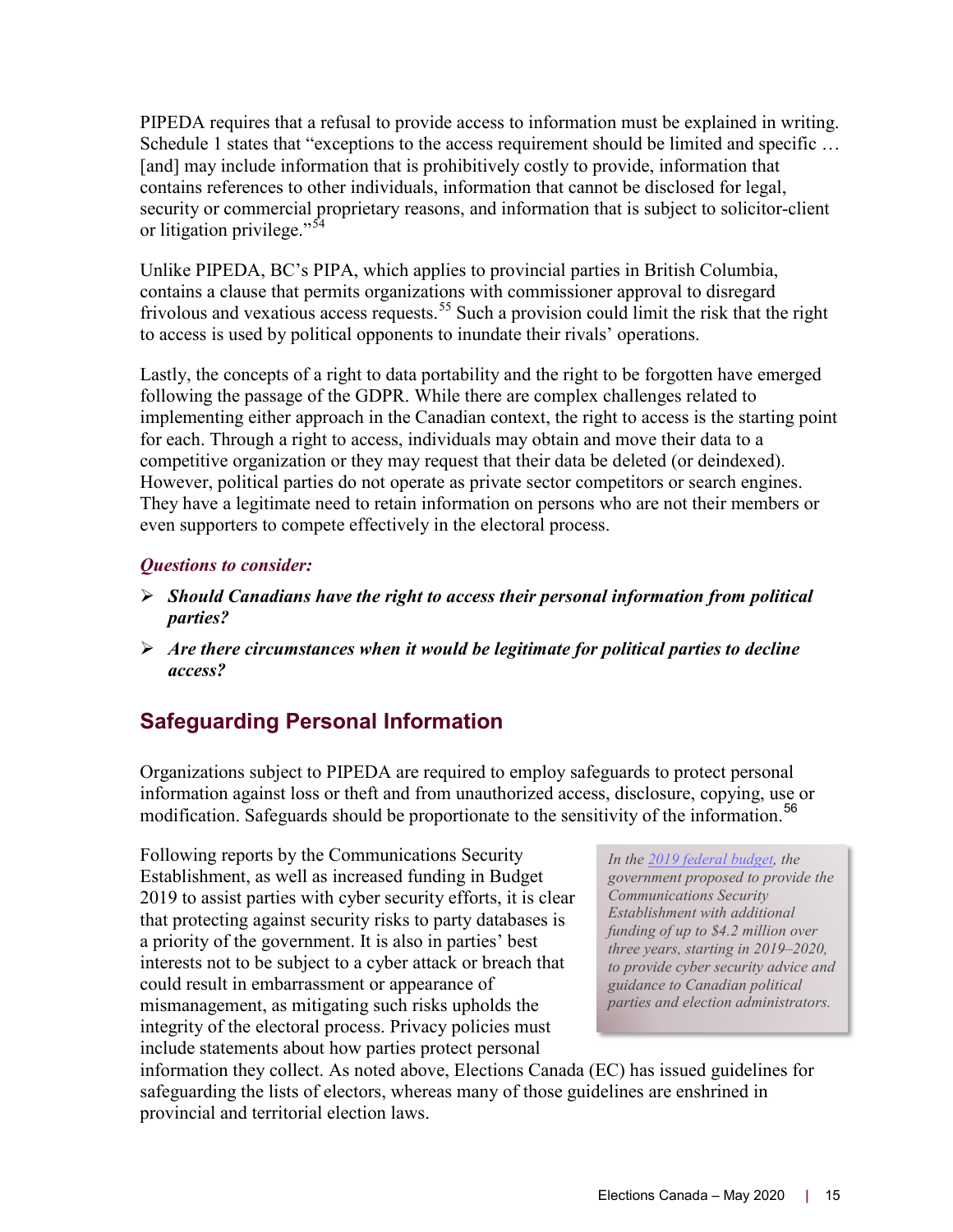PIPEDA requires that a refusal to provide access to information must be explained in writing. Schedule 1 states that "exceptions to the access requirement should be limited and specific … [and] may include information that is prohibitively costly to provide, information that contains references to other individuals, information that cannot be disclosed for legal, security or commercial proprietary reasons, and information that is subject to solicitor-client or litigation privilege."[54]

Unlike PIPEDA, BC's PIPA, which applies to provincial parties in British Columbia, contains a clause that permits organizations with commissioner approval to disregard frivolous and vexatious access requests.[55] Such a provision could limit the risk that the right to access is used by political opponents to inundate their rivals' operations.

Lastly, the concepts of a right to data portability and the right to be forgotten have emerged following the passage of the GDPR. While there are complex challenges related to implementing either approach in the Canadian context, the right to access is the starting point for each. Through a right to access, individuals may obtain and move their data to a competitive organization or they may request that their data be deleted (or deindexed). However, political parties do not operate as private sector competitors or search engines. They have a legitimate need to retain information on persons who are not their members or even supporters to compete effectively in the electoral process.

***Questions to consider:***

- ***Should Canadians have the right to access their personal information from political parties?***
- ***Are there circumstances when it would be legitimate for political parties to decline access?***

## Safeguarding Personal Information

Organizations subject to PIPEDA are required to employ safeguards to protect personal information against loss or theft and from unauthorized access, disclosure, copying, use or modification. Safeguards should be proportionate to the sensitivity of the information.[56]

Following reports by the Communications Security Establishment, as well as increased funding in Budget 2019 to assist parties with cyber security efforts, it is clear that protecting against security risks to party databases is a priority of the government. It is also in parties' best interests not to be subject to a cyber attack or breach that could result in embarrassment or appearance of mismanagement, as mitigating such risks upholds the integrity of the electoral process. Privacy policies must include statements about how parties protect personal information they collect. As noted above, Elections Canada (EC) has issued guidelines for safeguarding the lists of electors, whereas many of those guidelines are enshrined in provincial and territorial election laws.

*In the 2019 federal budget, the government proposed to provide the Communications Security Establishment with additional funding of up to $4.2 million over three years, starting in 2019–2020, to provide cyber security advice and guidance to Canadian political parties and election administrators.*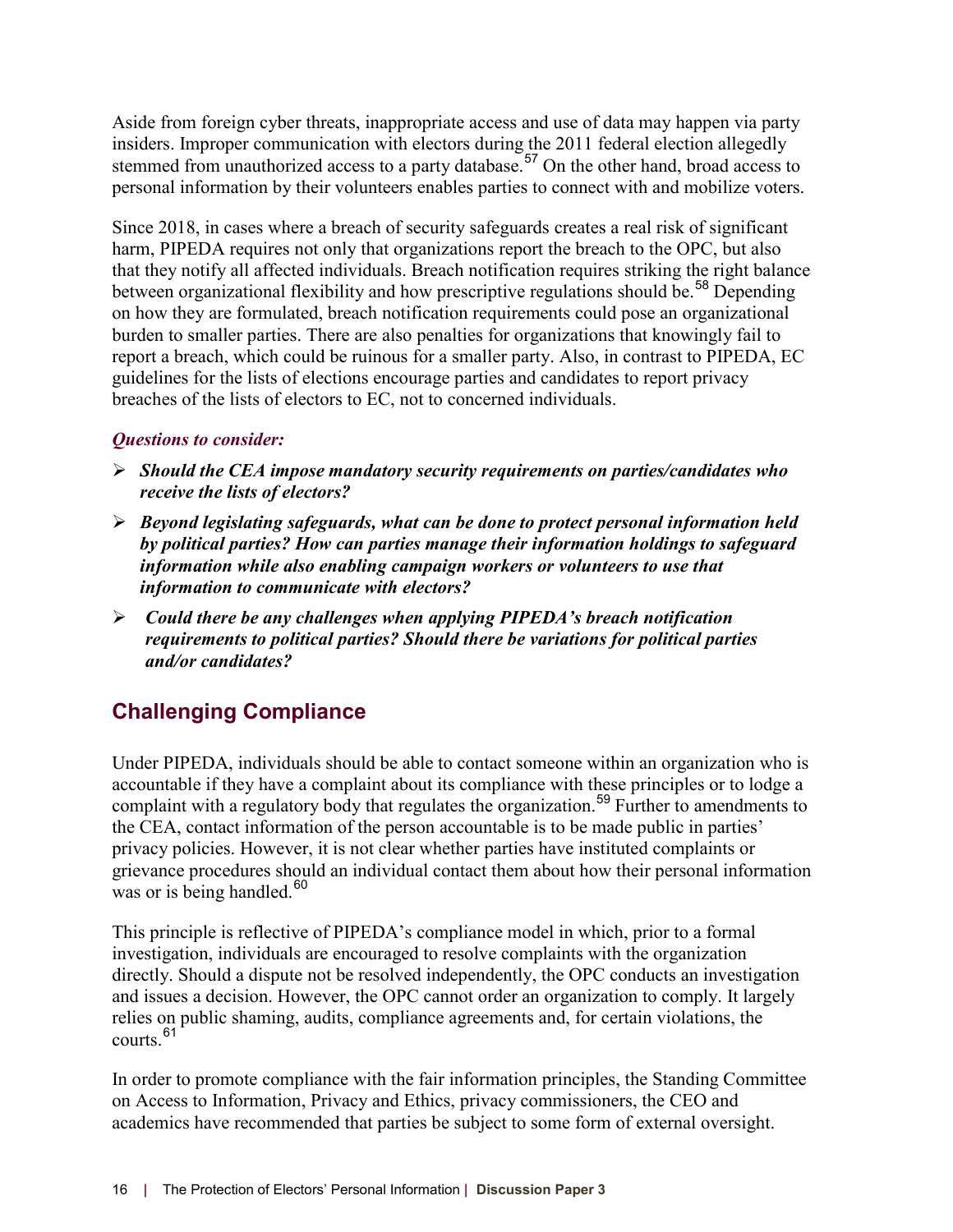Aside from foreign cyber threats, inappropriate access and use of data may happen via party insiders. Improper communication with electors during the 2011 federal election allegedly stemmed from unauthorized access to a party database.[57] On the other hand, broad access to personal information by their volunteers enables parties to connect with and mobilize voters.

Since 2018, in cases where a breach of security safeguards creates a real risk of significant harm, PIPEDA requires not only that organizations report the breach to the OPC, but also that they notify all affected individuals. Breach notification requires striking the right balance between organizational flexibility and how prescriptive regulations should be.[58] Depending on how they are formulated, breach notification requirements could pose an organizational burden to smaller parties. There are also penalties for organizations that knowingly fail to report a breach, which could be ruinous for a smaller party. Also, in contrast to PIPEDA, EC guidelines for the lists of elections encourage parties and candidates to report privacy breaches of the lists of electors to EC, not to concerned individuals.

***Questions to consider:***

- ***Should the CEA impose mandatory security requirements on parties/candidates who receive the lists of electors?***
- ***Beyond legislating safeguards, what can be done to protect personal information held by political parties? How can parties manage their information holdings to safeguard information while also enabling campaign workers or volunteers to use that information to communicate with electors?***
- ***Could there be any challenges when applying PIPEDA's breach notification requirements to political parties? Should there be variations for political parties and/or candidates?***

## Challenging Compliance

Under PIPEDA, individuals should be able to contact someone within an organization who is accountable if they have a complaint about its compliance with these principles or to lodge a complaint with a regulatory body that regulates the organization.[59] Further to amendments to the CEA, contact information of the person accountable is to be made public in parties' privacy policies. However, it is not clear whether parties have instituted complaints or grievance procedures should an individual contact them about how their personal information was or is being handled.[60]

This principle is reflective of PIPEDA's compliance model in which, prior to a formal investigation, individuals are encouraged to resolve complaints with the organization directly. Should a dispute not be resolved independently, the OPC conducts an investigation and issues a decision. However, the OPC cannot order an organization to comply. It largely relies on public shaming, audits, compliance agreements and, for certain violations, the courts.[61]

In order to promote compliance with the fair information principles, the Standing Committee on Access to Information, Privacy and Ethics, privacy commissioners, the CEO and academics have recommended that parties be subject to some form of external oversight.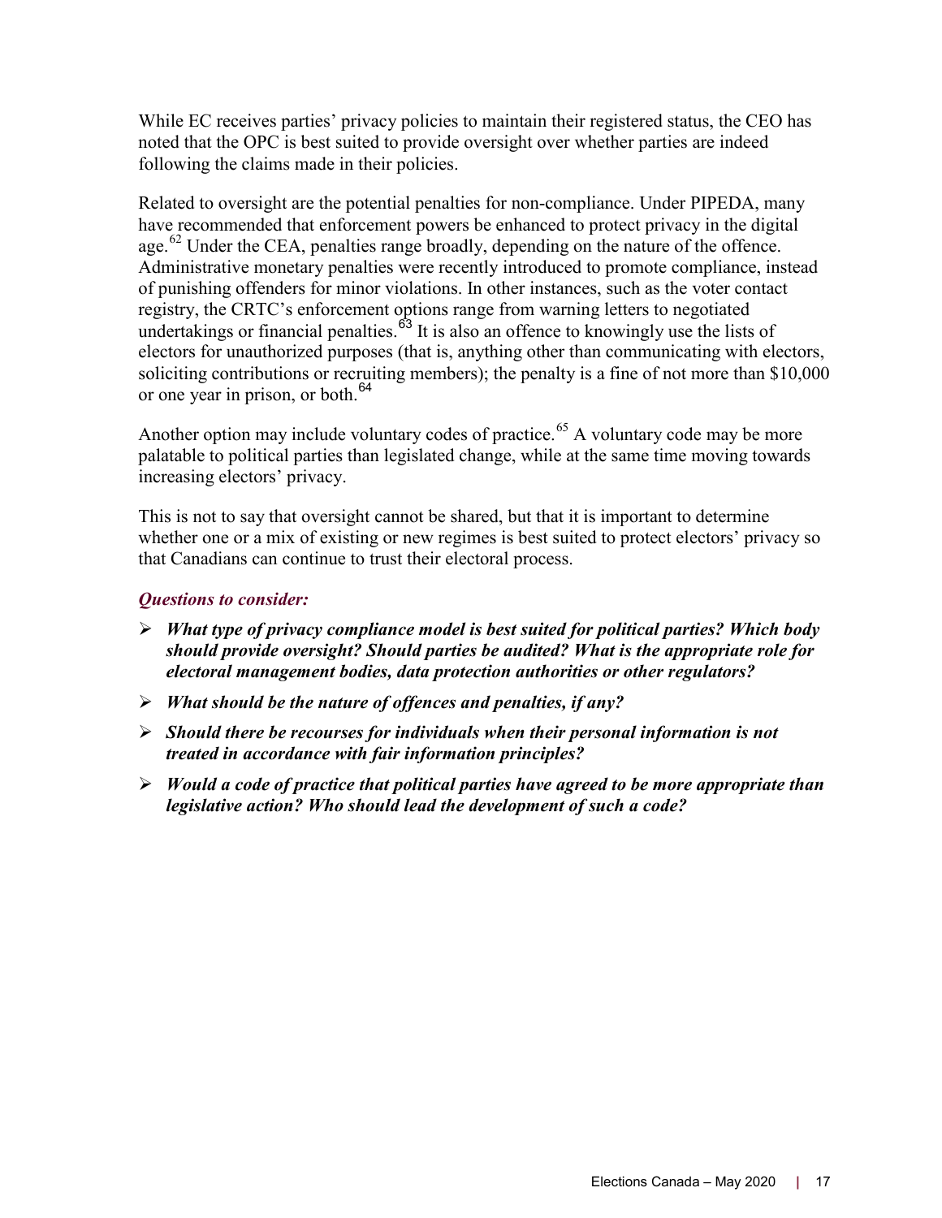While EC receives parties' privacy policies to maintain their registered status, the CEO has noted that the OPC is best suited to provide oversight over whether parties are indeed following the claims made in their policies.

Related to oversight are the potential penalties for non-compliance. Under PIPEDA, many have recommended that enforcement powers be enhanced to protect privacy in the digital age.[62] Under the CEA, penalties range broadly, depending on the nature of the offence. Administrative monetary penalties were recently introduced to promote compliance, instead of punishing offenders for minor violations. In other instances, such as the voter contact registry, the CRTC's enforcement options range from warning letters to negotiated undertakings or financial penalties.[63] It is also an offence to knowingly use the lists of electors for unauthorized purposes (that is, anything other than communicating with electors, soliciting contributions or recruiting members); the penalty is a fine of not more than $10,000 or one year in prison, or both.[64]

Another option may include voluntary codes of practice.[65] A voluntary code may be more palatable to political parties than legislated change, while at the same time moving towards increasing electors' privacy.

This is not to say that oversight cannot be shared, but that it is important to determine whether one or a mix of existing or new regimes is best suited to protect electors' privacy so that Canadians can continue to trust their electoral process.

### *Questions to consider:*

- ***What type of privacy compliance model is best suited for political parties? Which body should provide oversight? Should parties be audited? What is the appropriate role for electoral management bodies, data protection authorities or other regulators?***
- ***What should be the nature of offences and penalties, if any?***
- ***Should there be recourses for individuals when their personal information is not treated in accordance with fair information principles?***
- ***Would a code of practice that political parties have agreed to be more appropriate than legislative action? Who should lead the development of such a code?***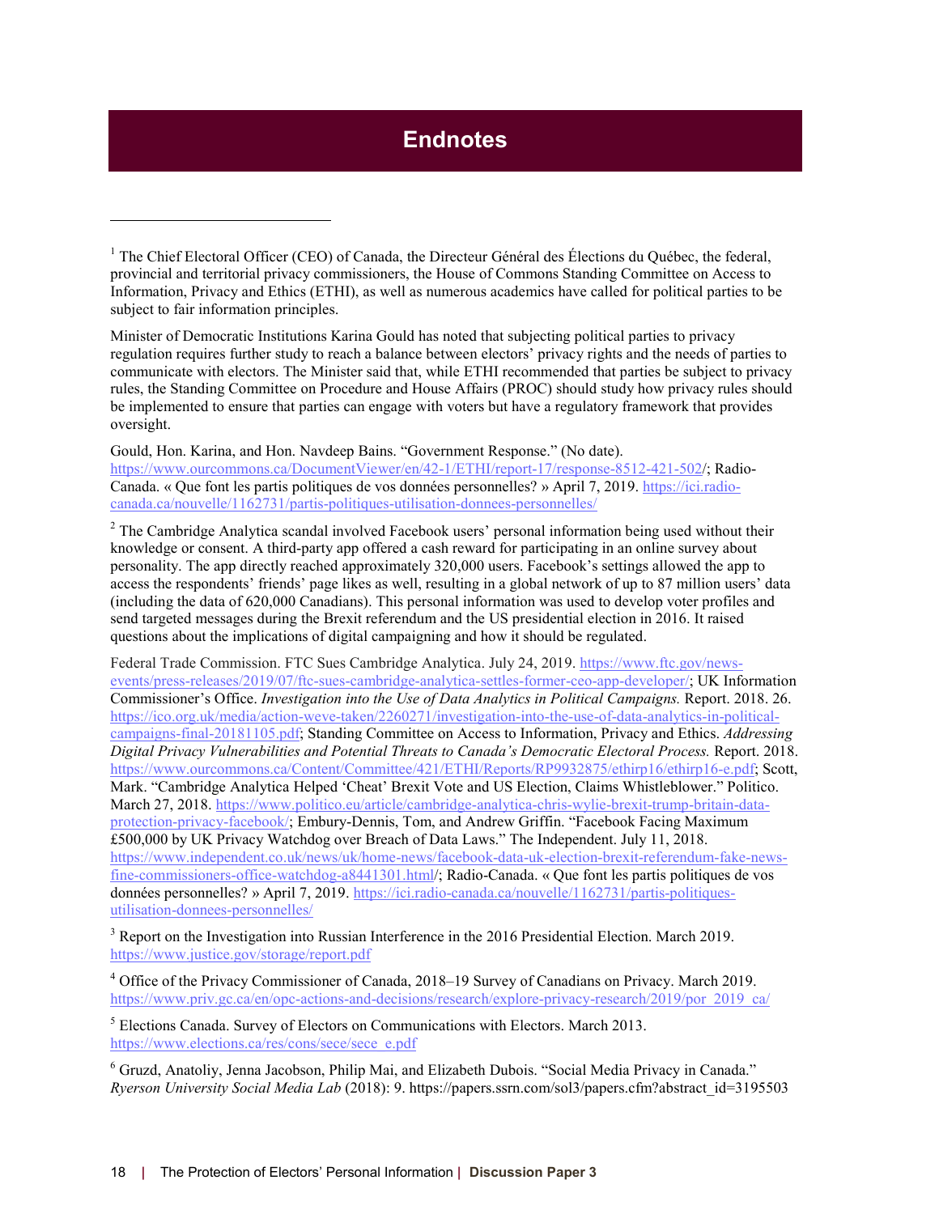# Endnotes

[1] The Chief Electoral Officer (CEO) of Canada, the Directeur Général des Élections du Québec, the federal, provincial and territorial privacy commissioners, the House of Commons Standing Committee on Access to Information, Privacy and Ethics (ETHI), as well as numerous academics have called for political parties to be subject to fair information principles.

Minister of Democratic Institutions Karina Gould has noted that subjecting political parties to privacy regulation requires further study to reach a balance between electors' privacy rights and the needs of parties to communicate with electors. The Minister said that, while ETHI recommended that parties be subject to privacy rules, the Standing Committee on Procedure and House Affairs (PROC) should study how privacy rules should be implemented to ensure that parties can engage with voters but have a regulatory framework that provides oversight.

Gould, Hon. Karina, and Hon. Navdeep Bains. "Government Response." (No date). https://www.ourcommons.ca/DocumentViewer/en/42-1/ETHI/report-17/response-8512-421-502/; Radio-Canada. « Que font les partis politiques de vos données personnelles? » April 7, 2019. https://ici.radio-canada.ca/nouvelle/1162731/partis-politiques-utilisation-donnees-personnelles/

[2] The Cambridge Analytica scandal involved Facebook users' personal information being used without their knowledge or consent. A third-party app offered a cash reward for participating in an online survey about personality. The app directly reached approximately 320,000 users. Facebook's settings allowed the app to access the respondents' friends' page likes as well, resulting in a global network of up to 87 million users' data (including the data of 620,000 Canadians). This personal information was used to develop voter profiles and send targeted messages during the Brexit referendum and the US presidential election in 2016. It raised questions about the implications of digital campaigning and how it should be regulated.

Federal Trade Commission. FTC Sues Cambridge Analytica. July 24, 2019. https://www.ftc.gov/news-events/press-releases/2019/07/ftc-sues-cambridge-analytica-settles-former-ceo-app-developer/; UK Information Commissioner's Office. *Investigation into the Use of Data Analytics in Political Campaigns.* Report. 2018. 26. https://ico.org.uk/media/action-weve-taken/2260271/investigation-into-the-use-of-data-analytics-in-political-campaigns-final-20181105.pdf; Standing Committee on Access to Information, Privacy and Ethics. *Addressing Digital Privacy Vulnerabilities and Potential Threats to Canada's Democratic Electoral Process.* Report. 2018. https://www.ourcommons.ca/Content/Committee/421/ETHI/Reports/RP9932875/ethirp16/ethirp16-e.pdf; Scott, Mark. "Cambridge Analytica Helped 'Cheat' Brexit Vote and US Election, Claims Whistleblower." Politico. March 27, 2018. https://www.politico.eu/article/cambridge-analytica-chris-wylie-brexit-trump-britain-data-protection-privacy-facebook/; Embury-Dennis, Tom, and Andrew Griffin. "Facebook Facing Maximum £500,000 by UK Privacy Watchdog over Breach of Data Laws." The Independent. July 11, 2018. https://www.independent.co.uk/news/uk/home-news/facebook-data-uk-election-brexit-referendum-fake-news-fine-commissioners-office-watchdog-a8441301.html/; Radio-Canada. « Que font les partis politiques de vos données personnelles? » April 7, 2019. https://ici.radio-canada.ca/nouvelle/1162731/partis-politiques-utilisation-donnees-personnelles/

[3] Report on the Investigation into Russian Interference in the 2016 Presidential Election. March 2019. https://www.justice.gov/storage/report.pdf

[4] Office of the Privacy Commissioner of Canada, 2018–19 Survey of Canadians on Privacy. March 2019. https://www.priv.gc.ca/en/opc-actions-and-decisions/research/explore-privacy-research/2019/por_2019_ca/

[5] Elections Canada. Survey of Electors on Communications with Electors. March 2013. https://www.elections.ca/res/cons/sece/sece_e.pdf

[6] Gruzd, Anatoliy, Jenna Jacobson, Philip Mai, and Elizabeth Dubois. "Social Media Privacy in Canada." *Ryerson University Social Media Lab* (2018): 9. https://papers.ssrn.com/sol3/papers.cfm?abstract_id=3195503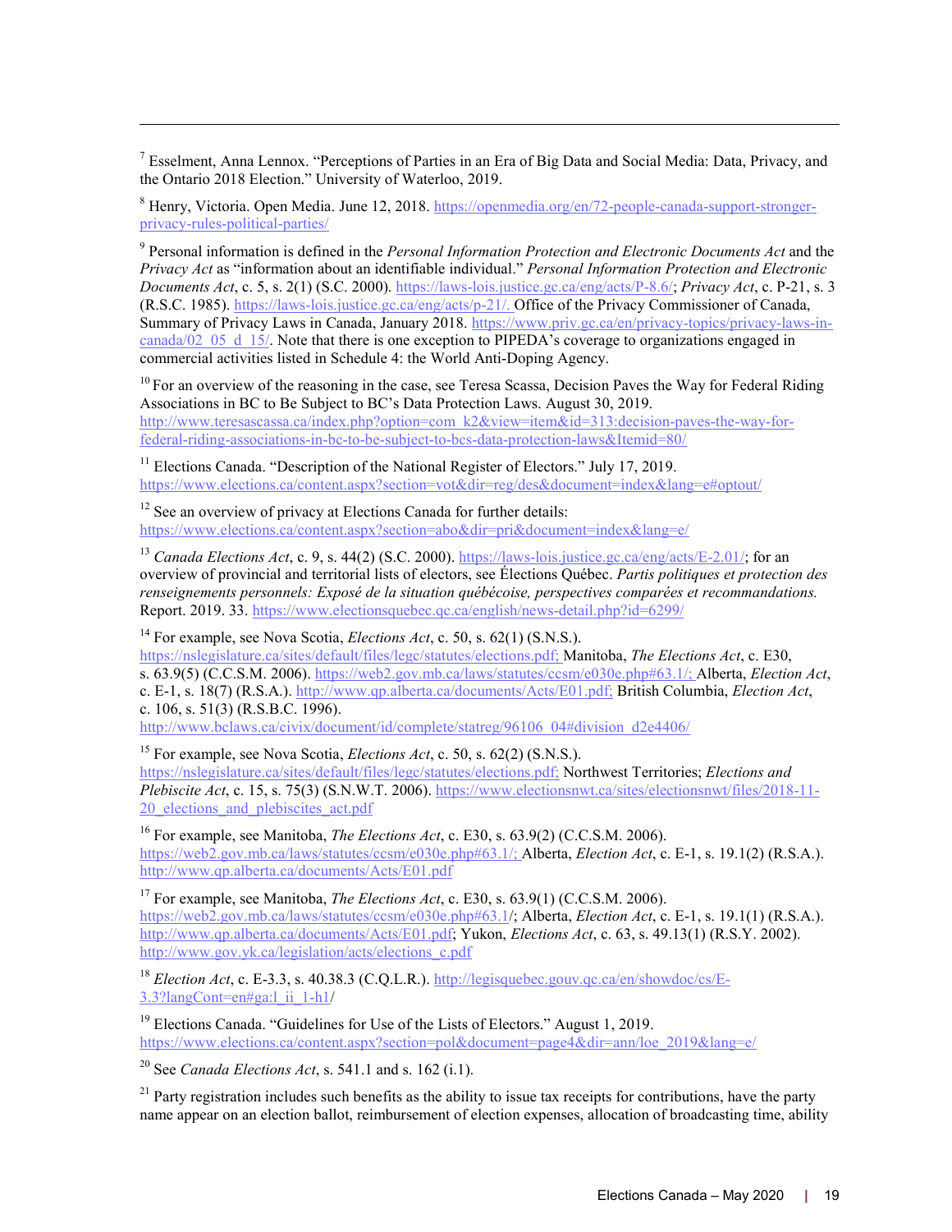[7] Esselment, Anna Lennox. "Perceptions of Parties in an Era of Big Data and Social Media: Data, Privacy, and the Ontario 2018 Election." University of Waterloo, 2019.

[8] Henry, Victoria. Open Media. June 12, 2018. https://openmedia.org/en/72-people-canada-support-stronger-privacy-rules-political-parties/

[9] Personal information is defined in the *Personal Information Protection and Electronic Documents Act* and the *Privacy Act* as "information about an identifiable individual." *Personal Information Protection and Electronic Documents Act*, c. 5, s. 2(1) (S.C. 2000). https://laws-lois.justice.gc.ca/eng/acts/P-8.6/; *Privacy Act*, c. P-21, s. 3 (R.S.C. 1985). https://laws-lois.justice.gc.ca/eng/acts/p-21/. Office of the Privacy Commissioner of Canada, Summary of Privacy Laws in Canada, January 2018. https://www.priv.gc.ca/en/privacy-topics/privacy-laws-in-canada/02_05_d_15/. Note that there is one exception to PIPEDA's coverage to organizations engaged in commercial activities listed in Schedule 4: the World Anti-Doping Agency.

[10] For an overview of the reasoning in the case, see Teresa Scassa, Decision Paves the Way for Federal Riding Associations in BC to Be Subject to BC's Data Protection Laws. August 30, 2019. http://www.teresascassa.ca/index.php?option=com_k2&view=item&id=313:decision-paves-the-way-for-federal-riding-associations-in-bc-to-be-subject-to-bcs-data-protection-laws&Itemid=80/

[11] Elections Canada. "Description of the National Register of Electors." July 17, 2019. https://www.elections.ca/content.aspx?section=vot&dir=reg/des&document=index&lang=e#optout/

[12] See an overview of privacy at Elections Canada for further details: https://www.elections.ca/content.aspx?section=abo&dir=pri&document=index&lang=e/

[13] *Canada Elections Act*, c. 9, s. 44(2) (S.C. 2000). https://laws-lois.justice.gc.ca/eng/acts/E-2.01/; for an overview of provincial and territorial lists of electors, see Élections Québec. *Partis politiques et protection des renseignements personnels: Exposé de la situation québécoise, perspectives comparées et recommandations.* Report. 2019. 33. https://www.electionsquebec.qc.ca/english/news-detail.php?id=6299/

[14] For example, see Nova Scotia, *Elections Act*, c. 50, s. 62(1) (S.N.S.). https://nslegislature.ca/sites/default/files/legc/statutes/elections.pdf; Manitoba, *The Elections Act*, c. E30, s. 63.9(5) (C.C.S.M. 2006). https://web2.gov.mb.ca/laws/statutes/ccsm/e030e.php#63.1/; Alberta, *Election Act*, c. E-1, s. 18(7) (R.S.A.). http://www.qp.alberta.ca/documents/Acts/E01.pdf; British Columbia, *Election Act*, c. 106, s. 51(3) (R.S.B.C. 1996). http://www.bclaws.ca/civix/document/id/complete/statreg/96106_04#division_d2e4406/

[15] For example, see Nova Scotia, *Elections Act*, c. 50, s. 62(2) (S.N.S.). https://nslegislature.ca/sites/default/files/legc/statutes/elections.pdf; Northwest Territories; *Elections and Plebiscite Act*, c. 15, s. 75(3) (S.N.W.T. 2006). https://www.electionsnwt.ca/sites/electionsnwt/files/2018-11-20_elections_and_plebiscites_act.pdf

[16] For example, see Manitoba, *The Elections Act*, c. E30, s. 63.9(2) (C.C.S.M. 2006). https://web2.gov.mb.ca/laws/statutes/ccsm/e030e.php#63.1/; Alberta, *Election Act*, c. E-1, s. 19.1(2) (R.S.A.). http://www.qp.alberta.ca/documents/Acts/E01.pdf

[17] For example, see Manitoba, *The Elections Act*, c. E30, s. 63.9(1) (C.C.S.M. 2006). https://web2.gov.mb.ca/laws/statutes/ccsm/e030e.php#63.1/; Alberta, *Election Act*, c. E-1, s. 19.1(1) (R.S.A.). http://www.qp.alberta.ca/documents/Acts/E01.pdf; Yukon, *Elections Act*, c. 63, s. 49.13(1) (R.S.Y. 2002). http://www.gov.yk.ca/legislation/acts/elections_c.pdf

[18] *Election Act*, c. E-3.3, s. 40.38.3 (C.Q.L.R.). http://legisquebec.gouv.qc.ca/en/showdoc/cs/E-3.3?langCont=en#ga:l_ii_1-h1/

[19] Elections Canada. "Guidelines for Use of the Lists of Electors." August 1, 2019. https://www.elections.ca/content.aspx?section=pol&document=page4&dir=ann/loe_2019&lang=e/

[20] See *Canada Elections Act*, s. 541.1 and s. 162 (i.1).

[21] Party registration includes such benefits as the ability to issue tax receipts for contributions, have the party name appear on an election ballot, reimbursement of election expenses, allocation of broadcasting time, ability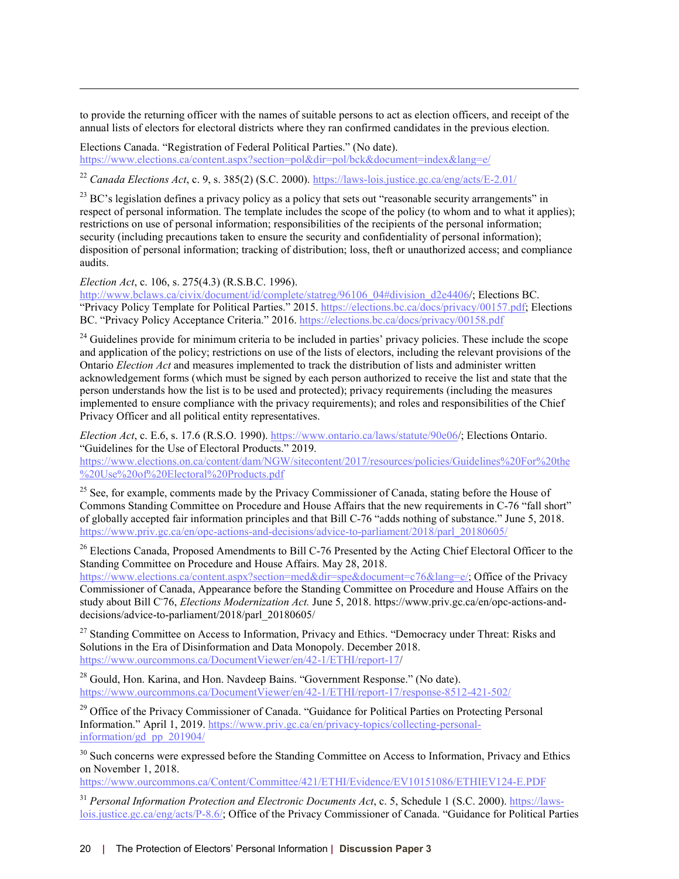to provide the returning officer with the names of suitable persons to act as election officers, and receipt of the annual lists of electors for electoral districts where they ran confirmed candidates in the previous election.

Elections Canada. "Registration of Federal Political Parties." (No date). https://www.elections.ca/content.aspx?section=pol&dir=pol/bck&document=index&lang=e/

[22] *Canada Elections Act*, c. 9, s. 385(2) (S.C. 2000). https://laws-lois.justice.gc.ca/eng/acts/E-2.01/

[23] BC's legislation defines a privacy policy as a policy that sets out "reasonable security arrangements" in respect of personal information. The template includes the scope of the policy (to whom and to what it applies); restrictions on use of personal information; responsibilities of the recipients of the personal information; security (including precautions taken to ensure the security and confidentiality of personal information); disposition of personal information; tracking of distribution; loss, theft or unauthorized access; and compliance audits.

*Election Act*, c. 106, s. 275(4.3) (R.S.B.C. 1996). http://www.bclaws.ca/civix/document/id/complete/statreg/96106_04#division_d2e4406/; Elections BC. "Privacy Policy Template for Political Parties." 2015. https://elections.bc.ca/docs/privacy/00157.pdf; Elections BC. "Privacy Policy Acceptance Criteria." 2016. https://elections.bc.ca/docs/privacy/00158.pdf

[24] Guidelines provide for minimum criteria to be included in parties' privacy policies. These include the scope and application of the policy; restrictions on use of the lists of electors, including the relevant provisions of the Ontario *Election Act* and measures implemented to track the distribution of lists and administer written acknowledgement forms (which must be signed by each person authorized to receive the list and state that the person understands how the list is to be used and protected); privacy requirements (including the measures implemented to ensure compliance with the privacy requirements); and roles and responsibilities of the Chief Privacy Officer and all political entity representatives.

*Election Act*, c. E.6, s. 17.6 (R.S.O. 1990). https://www.ontario.ca/laws/statute/90e06/; Elections Ontario. "Guidelines for the Use of Electoral Products." 2019. https://www.elections.on.ca/content/dam/NGW/sitecontent/2017/resources/policies/Guidelines%20For%20the%20Use%20of%20Electoral%20Products.pdf

[25] See, for example, comments made by the Privacy Commissioner of Canada, stating before the House of Commons Standing Committee on Procedure and House Affairs that the new requirements in C-76 "fall short" of globally accepted fair information principles and that Bill C-76 "adds nothing of substance." June 5, 2018. https://www.priv.gc.ca/en/opc-actions-and-decisions/advice-to-parliament/2018/parl_20180605/

[26] Elections Canada, Proposed Amendments to Bill C-76 Presented by the Acting Chief Electoral Officer to the Standing Committee on Procedure and House Affairs. May 28, 2018. https://www.elections.ca/content.aspx?section=med&dir=spe&document=c76&lang=e/; Office of the Privacy Commissioner of Canada, Appearance before the Standing Committee on Procedure and House Affairs on the study about Bill C-76, *Elections Modernization Act.* June 5, 2018. https://www.priv.gc.ca/en/opc-actions-and-decisions/advice-to-parliament/2018/parl_20180605/

[27] Standing Committee on Access to Information, Privacy and Ethics. "Democracy under Threat: Risks and Solutions in the Era of Disinformation and Data Monopoly. December 2018. https://www.ourcommons.ca/DocumentViewer/en/42-1/ETHI/report-17/

[28] Gould, Hon. Karina, and Hon. Navdeep Bains. "Government Response." (No date). https://www.ourcommons.ca/DocumentViewer/en/42-1/ETHI/report-17/response-8512-421-502/

[29] Office of the Privacy Commissioner of Canada. "Guidance for Political Parties on Protecting Personal Information." April 1, 2019. https://www.priv.gc.ca/en/privacy-topics/collecting-personal-information/gd_pp_201904/

[30] Such concerns were expressed before the Standing Committee on Access to Information, Privacy and Ethics on November 1, 2018. https://www.ourcommons.ca/Content/Committee/421/ETHI/Evidence/EV10151086/ETHIEV124-E.PDF

[31] *Personal Information Protection and Electronic Documents Act*, c. 5, Schedule 1 (S.C. 2000). https://laws-lois.justice.gc.ca/eng/acts/P-8.6/; Office of the Privacy Commissioner of Canada. "Guidance for Political Parties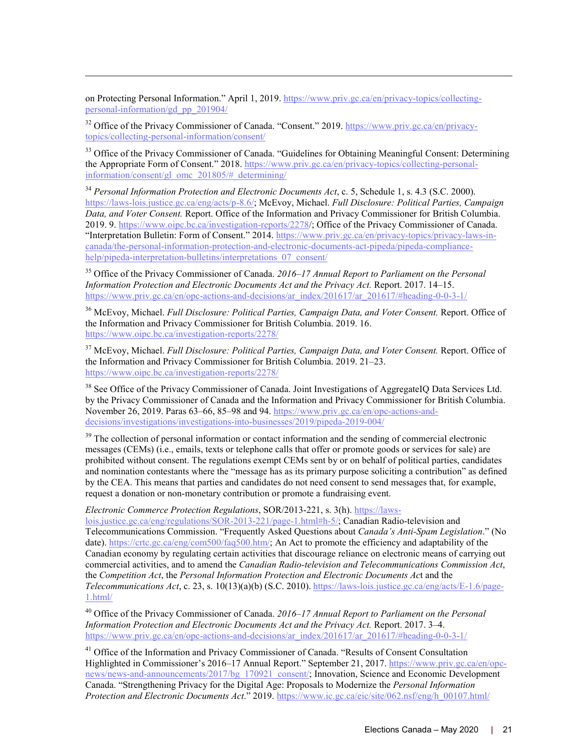on Protecting Personal Information." April 1, 2019. https://www.priv.gc.ca/en/privacy-topics/collecting-personal-information/gd_pp_201904/

[32] Office of the Privacy Commissioner of Canada. "Consent." 2019. https://www.priv.gc.ca/en/privacy-topics/collecting-personal-information/consent/

[33] Office of the Privacy Commissioner of Canada. "Guidelines for Obtaining Meaningful Consent: Determining the Appropriate Form of Consent." 2018. https://www.priv.gc.ca/en/privacy-topics/collecting-personal-information/consent/gl_omc_201805/#_determining/

[34] *Personal Information Protection and Electronic Documents Act*, c. 5, Schedule 1, s. 4.3 (S.C. 2000). https://laws-lois.justice.gc.ca/eng/acts/p-8.6/; McEvoy, Michael. *Full Disclosure: Political Parties, Campaign Data, and Voter Consent.* Report. Office of the Information and Privacy Commissioner for British Columbia. 2019. 9. https://www.oipc.bc.ca/investigation-reports/2278/; Office of the Privacy Commissioner of Canada. "Interpretation Bulletin: Form of Consent." 2014. https://www.priv.gc.ca/en/privacy-topics/privacy-laws-in-canada/the-personal-information-protection-and-electronic-documents-act-pipeda/pipeda-compliance-help/pipeda-interpretation-bulletins/interpretations_07_consent/

[35] Office of the Privacy Commissioner of Canada. *2016–17 Annual Report to Parliament on the Personal Information Protection and Electronic Documents Act and the Privacy Act.* Report. 2017. 14–15. https://www.priv.gc.ca/en/opc-actions-and-decisions/ar_index/201617/ar_201617/#heading-0-0-3-1/

[36] McEvoy, Michael. *Full Disclosure: Political Parties, Campaign Data, and Voter Consent.* Report. Office of the Information and Privacy Commissioner for British Columbia. 2019. 16. https://www.oipc.bc.ca/investigation-reports/2278/

[37] McEvoy, Michael. *Full Disclosure: Political Parties, Campaign Data, and Voter Consent.* Report. Office of the Information and Privacy Commissioner for British Columbia. 2019. 21–23. https://www.oipc.bc.ca/investigation-reports/2278/

[38] See Office of the Privacy Commissioner of Canada. Joint Investigations of AggregateIQ Data Services Ltd. by the Privacy Commissioner of Canada and the Information and Privacy Commissioner for British Columbia. November 26, 2019. Paras 63–66, 85–98 and 94. https://www.priv.gc.ca/en/opc-actions-and-decisions/investigations/investigations-into-businesses/2019/pipeda-2019-004/

[39] The collection of personal information or contact information and the sending of commercial electronic messages (CEMs) (i.e., emails, texts or telephone calls that offer or promote goods or services for sale) are prohibited without consent. The regulations exempt CEMs sent by or on behalf of political parties, candidates and nomination contestants where the "message has as its primary purpose soliciting a contribution" as defined by the CEA. This means that parties and candidates do not need consent to send messages that, for example, request a donation or non-monetary contribution or promote a fundraising event.

*Electronic Commerce Protection Regulations*, SOR/2013-221, s. 3(h). https://laws-lois.justice.gc.ca/eng/regulations/SOR-2013-221/page-1.html#h-5/; Canadian Radio-television and Telecommunications Commission. "Frequently Asked Questions about *Canada's Anti-Spam Legislation*." (No date). https://crtc.gc.ca/eng/com500/faq500.htm/; An Act to promote the efficiency and adaptability of the Canadian economy by regulating certain activities that discourage reliance on electronic means of carrying out commercial activities, and to amend the *Canadian Radio-television and Telecommunications Commission Act*, the *Competition Act*, the *Personal Information Protection and Electronic Documents Act* and the *Telecommunications Act*, c. 23, s. 10(13)(a)(b) (S.C. 2010). https://laws-lois.justice.gc.ca/eng/acts/E-1.6/page-1.html/

[40] Office of the Privacy Commissioner of Canada. *2016–17 Annual Report to Parliament on the Personal Information Protection and Electronic Documents Act and the Privacy Act.* Report. 2017. 3–4. https://www.priv.gc.ca/en/opc-actions-and-decisions/ar_index/201617/ar_201617/#heading-0-0-3-1/

[41] Office of the Information and Privacy Commissioner of Canada. "Results of Consent Consultation Highlighted in Commissioner's 2016–17 Annual Report." September 21, 2017. https://www.priv.gc.ca/en/opc-news/news-and-announcements/2017/bg_170921_consent/; Innovation, Science and Economic Development Canada. "Strengthening Privacy for the Digital Age: Proposals to Modernize the *Personal Information Protection and Electronic Documents Act*." 2019. https://www.ic.gc.ca/eic/site/062.nsf/eng/h_00107.html/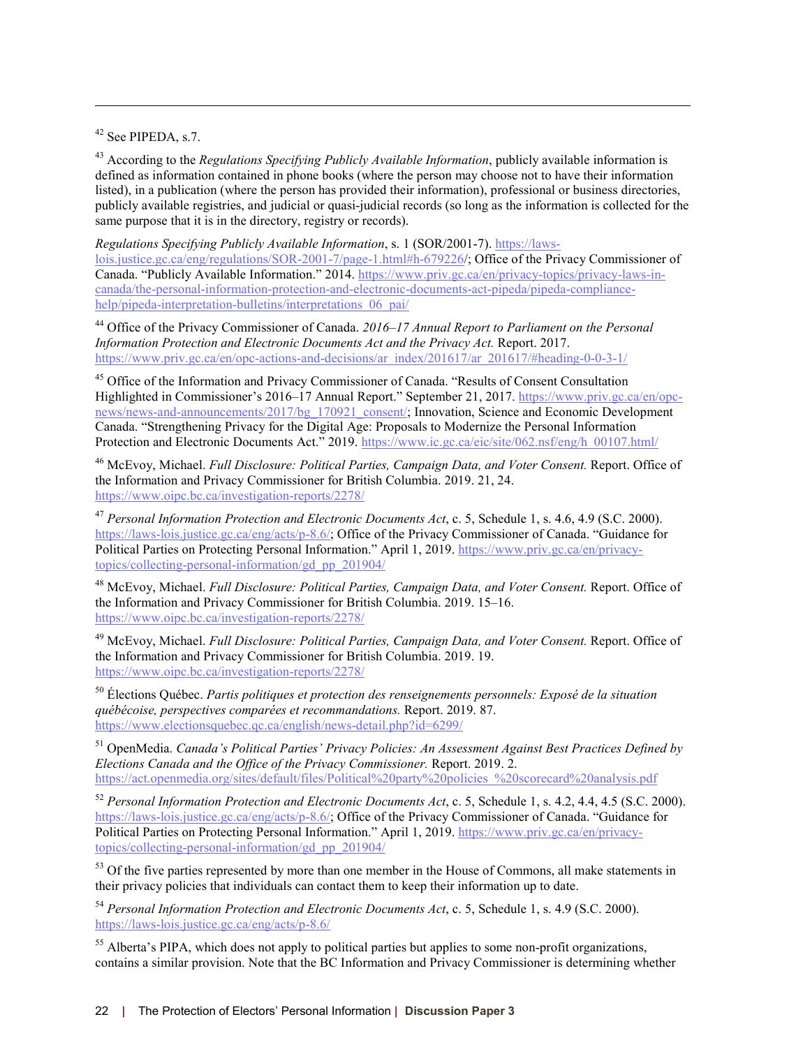[42] See PIPEDA, s.7.

[43] According to the *Regulations Specifying Publicly Available Information*, publicly available information is defined as information contained in phone books (where the person may choose not to have their information listed), in a publication (where the person has provided their information), professional or business directories, publicly available registries, and judicial or quasi-judicial records (so long as the information is collected for the same purpose that it is in the directory, registry or records).

*Regulations Specifying Publicly Available Information*, s. 1 (SOR/2001-7). https://laws-lois.justice.gc.ca/eng/regulations/SOR-2001-7/page-1.html#h-679226/; Office of the Privacy Commissioner of Canada. "Publicly Available Information." 2014. https://www.priv.gc.ca/en/privacy-topics/privacy-laws-in-canada/the-personal-information-protection-and-electronic-documents-act-pipeda/pipeda-compliance-help/pipeda-interpretation-bulletins/interpretations_06_pai/

[44] Office of the Privacy Commissioner of Canada. *2016–17 Annual Report to Parliament on the Personal Information Protection and Electronic Documents Act and the Privacy Act.* Report. 2017. https://www.priv.gc.ca/en/opc-actions-and-decisions/ar_index/201617/ar_201617/#heading-0-0-3-1/

[45] Office of the Information and Privacy Commissioner of Canada. "Results of Consent Consultation Highlighted in Commissioner's 2016–17 Annual Report." September 21, 2017. https://www.priv.gc.ca/en/opc-news/news-and-announcements/2017/bg_170921_consent/; Innovation, Science and Economic Development Canada. "Strengthening Privacy for the Digital Age: Proposals to Modernize the Personal Information Protection and Electronic Documents Act." 2019. https://www.ic.gc.ca/eic/site/062.nsf/eng/h_00107.html/

[46] McEvoy, Michael. *Full Disclosure: Political Parties, Campaign Data, and Voter Consent.* Report. Office of the Information and Privacy Commissioner for British Columbia. 2019. 21, 24. https://www.oipc.bc.ca/investigation-reports/2278/

[47] *Personal Information Protection and Electronic Documents Act*, c. 5, Schedule 1, s. 4.6, 4.9 (S.C. 2000). https://laws-lois.justice.gc.ca/eng/acts/p-8.6/; Office of the Privacy Commissioner of Canada. "Guidance for Political Parties on Protecting Personal Information." April 1, 2019. https://www.priv.gc.ca/en/privacy-topics/collecting-personal-information/gd_pp_201904/

[48] McEvoy, Michael. *Full Disclosure: Political Parties, Campaign Data, and Voter Consent.* Report. Office of the Information and Privacy Commissioner for British Columbia. 2019. 15–16. https://www.oipc.bc.ca/investigation-reports/2278/

[49] McEvoy, Michael. *Full Disclosure: Political Parties, Campaign Data, and Voter Consent.* Report. Office of the Information and Privacy Commissioner for British Columbia. 2019. 19. https://www.oipc.bc.ca/investigation-reports/2278/

[50] Élections Québec. *Partis politiques et protection des renseignements personnels: Exposé de la situation québécoise, perspectives comparées et recommandations.* Report. 2019. 87. https://www.electionsquebec.qc.ca/english/news-detail.php?id=6299/

[51] OpenMedia. *Canada's Political Parties' Privacy Policies: An Assessment Against Best Practices Defined by Elections Canada and the Office of the Privacy Commissioner.* Report. 2019. 2. https://act.openmedia.org/sites/default/files/Political%20party%20policies_%20scorecard%20analysis.pdf

[52] *Personal Information Protection and Electronic Documents Act*, c. 5, Schedule 1, s. 4.2, 4.4, 4.5 (S.C. 2000). https://laws-lois.justice.gc.ca/eng/acts/p-8.6/; Office of the Privacy Commissioner of Canada. "Guidance for Political Parties on Protecting Personal Information." April 1, 2019. https://www.priv.gc.ca/en/privacy-topics/collecting-personal-information/gd_pp_201904/

[53] Of the five parties represented by more than one member in the House of Commons, all make statements in their privacy policies that individuals can contact them to keep their information up to date.

[54] *Personal Information Protection and Electronic Documents Act*, c. 5, Schedule 1, s. 4.9 (S.C. 2000). https://laws-lois.justice.gc.ca/eng/acts/p-8.6/

[55] Alberta's PIPA, which does not apply to political parties but applies to some non-profit organizations, contains a similar provision. Note that the BC Information and Privacy Commissioner is determining whether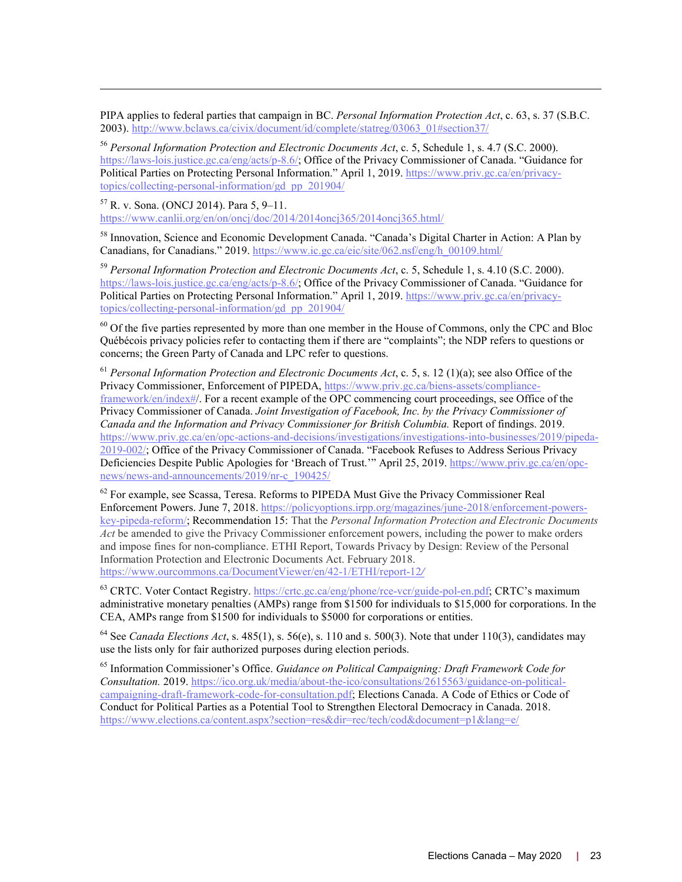PIPA applies to federal parties that campaign in BC. *Personal Information Protection Act*, c. 63, s. 37 (S.B.C. 2003). http://www.bclaws.ca/civix/document/id/complete/statreg/03063_01#section37/

[56] *Personal Information Protection and Electronic Documents Act*, c. 5, Schedule 1, s. 4.7 (S.C. 2000). https://laws-lois.justice.gc.ca/eng/acts/p-8.6/; Office of the Privacy Commissioner of Canada. "Guidance for Political Parties on Protecting Personal Information." April 1, 2019. https://www.priv.gc.ca/en/privacy-topics/collecting-personal-information/gd_pp_201904/

[57] R. v. Sona. (ONCJ 2014). Para 5, 9–11. https://www.canlii.org/en/on/oncj/doc/2014/2014oncj365/2014oncj365.html/

[58] Innovation, Science and Economic Development Canada. "Canada's Digital Charter in Action: A Plan by Canadians, for Canadians." 2019. https://www.ic.gc.ca/eic/site/062.nsf/eng/h_00109.html/

[59] *Personal Information Protection and Electronic Documents Act*, c. 5, Schedule 1, s. 4.10 (S.C. 2000). https://laws-lois.justice.gc.ca/eng/acts/p-8.6/; Office of the Privacy Commissioner of Canada. "Guidance for Political Parties on Protecting Personal Information." April 1, 2019. https://www.priv.gc.ca/en/privacy-topics/collecting-personal-information/gd_pp_201904/

[60] Of the five parties represented by more than one member in the House of Commons, only the CPC and Bloc Québécois privacy policies refer to contacting them if there are "complaints"; the NDP refers to questions or concerns; the Green Party of Canada and LPC refer to questions.

[61] *Personal Information Protection and Electronic Documents Act*, c. 5, s. 12 (1)(a); see also Office of the Privacy Commissioner, Enforcement of PIPEDA, https://www.priv.gc.ca/biens-assets/compliance-framework/en/index#/. For a recent example of the OPC commencing court proceedings, see Office of the Privacy Commissioner of Canada. *Joint Investigation of Facebook, Inc. by the Privacy Commissioner of Canada and the Information and Privacy Commissioner for British Columbia.* Report of findings. 2019. https://www.priv.gc.ca/en/opc-actions-and-decisions/investigations/investigations-into-businesses/2019/pipeda-2019-002/; Office of the Privacy Commissioner of Canada. "Facebook Refuses to Address Serious Privacy Deficiencies Despite Public Apologies for 'Breach of Trust.'" April 25, 2019. https://www.priv.gc.ca/en/opc-news/news-and-announcements/2019/nr-c_190425/

[62] For example, see Scassa, Teresa. Reforms to PIPEDA Must Give the Privacy Commissioner Real Enforcement Powers. June 7, 2018. https://policyoptions.irpp.org/magazines/june-2018/enforcement-powers-key-pipeda-reform/; Recommendation 15: That the *Personal Information Protection and Electronic Documents Act* be amended to give the Privacy Commissioner enforcement powers, including the power to make orders and impose fines for non-compliance. ETHI Report, Towards Privacy by Design: Review of the Personal Information Protection and Electronic Documents Act. February 2018. https://www.ourcommons.ca/DocumentViewer/en/42-1/ETHI/report-12/

[63] CRTC. Voter Contact Registry. https://crtc.gc.ca/eng/phone/rce-vcr/guide-pol-en.pdf; CRTC's maximum administrative monetary penalties (AMPs) range from $1500 for individuals to $15,000 for corporations. In the CEA, AMPs range from $1500 for individuals to $5000 for corporations or entities.

[64] See *Canada Elections Act*, s. 485(1), s. 56(e), s. 110 and s. 500(3). Note that under 110(3), candidates may use the lists only for fair authorized purposes during election periods.

[65] Information Commissioner's Office. *Guidance on Political Campaigning: Draft Framework Code for Consultation.* 2019. https://ico.org.uk/media/about-the-ico/consultations/2615563/guidance-on-political-campaigning-draft-framework-code-for-consultation.pdf; Elections Canada. A Code of Ethics or Code of Conduct for Political Parties as a Potential Tool to Strengthen Electoral Democracy in Canada. 2018. https://www.elections.ca/content.aspx?section=res&dir=rec/tech/cod&document=p1&lang=e/